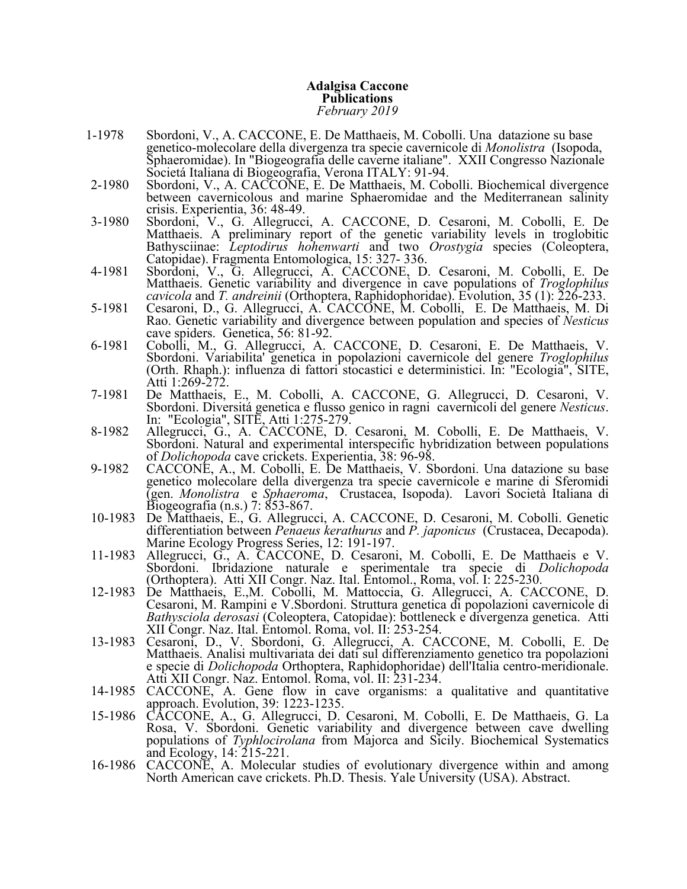**Adalgisa Caccone**
**Publications**
*February 2019*

1-1978 Sbordoni, V., A. CACCONE, E. De Matthaeis, M. Cobolli. Una datazione su base genetico-molecolare della divergenza tra specie cavernicole di *Monolistra* (Isopoda, Sphaeromidae). In "Biogeografia delle caverne italiane". XXII Congresso Nazionale Societá Italiana di Biogeografia, Verona ITALY: 91-94.

2-1980 Sbordoni, V., A. CACCONE, E. De Matthaeis, M. Cobolli. Biochemical divergence between cavernicolous and marine Sphaeromidae and the Mediterranean salinity crisis. Experientia, 36: 48-49.

3-1980 Sbordoni, V., G. Allegrucci, A. CACCONE, D. Cesaroni, M. Cobolli, E. De Matthaeis. A preliminary report of the genetic variability levels in troglobitic Bathysciinae: *Leptodirus hohenwarti* and two *Orostygia* species (Coleoptera, Catopidae). Fragmenta Entomologica, 15: 327- 336.

4-1981 Sbordoni, V., G. Allegrucci, A. CACCONE, D. Cesaroni, M. Cobolli, E. De Matthaeis. Genetic variability and divergence in cave populations of *Troglophilus cavicola* and *T. andreinii* (Orthoptera, Raphidophoridae). Evolution, 35 (1): 226-233.

5-1981 Cesaroni, D., G. Allegrucci, A. CACCONE, M. Cobolli, E. De Matthaeis, M. Di Rao. Genetic variability and divergence between population and species of *Nesticus* cave spiders. Genetica, 56: 81-92.

6-1981 Cobolli, M., G. Allegrucci, A. CACCONE, D. Cesaroni, E. De Matthaeis, V. Sbordoni. Variabilita' genetica in popolazioni cavernicole del genere *Troglophilus* (Orth. Rhaph.): influenza di fattori stocastici e deterministici. In: "Ecologia", SITE, Atti 1:269-272.

7-1981 De Matthaeis, E., M. Cobolli, A. CACCONE, G. Allegrucci, D. Cesaroni, V. Sbordoni. Diversitá genetica e flusso genico in ragni cavernicoli del genere *Nesticus*. In: "Ecologia", SITE, Atti 1:275-279.

8-1982 Allegrucci, G., A. CACCONE, D. Cesaroni, M. Cobolli, E. De Matthaeis, V. Sbordoni. Natural and experimental interspecific hybridization between populations of *Dolichopoda* cave crickets. Experientia, 38: 96-98.

9-1982 CACCONE, A., M. Cobolli, E. De Matthaeis, V. Sbordoni. Una datazione su base genetico molecolare della divergenza tra specie cavernicole e marine di Sferomidi (gen. *Monolistra* e *Sphaeroma*, Crustacea, Isopoda). Lavori Società Italiana di Biogeografia (n.s.) 7: 853-867.

10-1983 De Matthaeis, E., G. Allegrucci, A. CACCONE, D. Cesaroni, M. Cobolli. Genetic differentiation between *Penaeus kerathurus* and *P. japonicus* (Crustacea, Decapoda). Marine Ecology Progress Series, 12: 191-197.

11-1983 Allegrucci, G., A. CACCONE, D. Cesaroni, M. Cobolli, E. De Matthaeis e V. Sbordoni. Ibridazione naturale e sperimentale tra specie di *Dolichopoda* (Orthoptera). Atti XII Congr. Naz. Ital. Entomol., Roma, vol. I: 225-230.

12-1983 De Matthaeis, E.,M. Cobolli, M. Mattoccia, G. Allegrucci, A. CACCONE, D. Cesaroni, M. Rampini e V.Sbordoni. Struttura genetica di popolazioni cavernicole di *Bathysciola derosasi* (Coleoptera, Catopidae): bottleneck e divergenza genetica. Atti XII Congr. Naz. Ital. Entomol. Roma, vol. II: 253-254.

13-1983 Cesaroni, D., V. Sbordoni, G. Allegrucci, A. CACCONE, M. Cobolli, E. De Matthaeis. Analisi multivariata dei dati sul differenziamento genetico tra popolazioni e specie di *Dolichopoda* Orthoptera, Raphidophoridae) dell'Italia centro-meridionale. Atti XII Congr. Naz. Entomol. Roma, vol. II: 231-234.

14-1985 CACCONE, A. Gene flow in cave organisms: a qualitative and quantitative approach. Evolution, 39: 1223-1235.

15-1986 CACCONE, A., G. Allegrucci, D. Cesaroni, M. Cobolli, E. De Matthaeis, G. La Rosa, V. Sbordoni. Genetic variability and divergence between cave dwelling populations of *Typhlocirolana* from Majorca and Sicily. Biochemical Systematics and Ecology, 14: 215-221.

16-1986 CACCONE, A. Molecular studies of evolutionary divergence within and among North American cave crickets. Ph.D. Thesis. Yale University (USA). Abstract.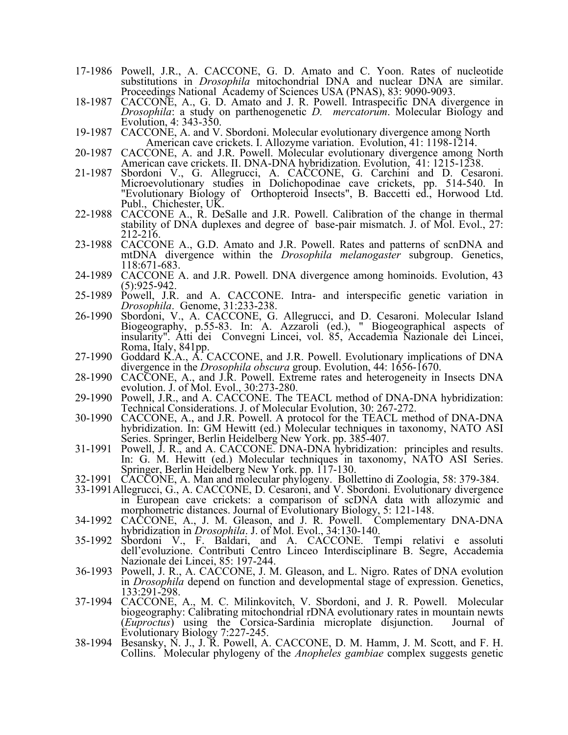17-1986 Powell, J.R., A. CACCONE, G. D. Amato and C. Yoon. Rates of nucleotide substitutions in *Drosophila* mitochondrial DNA and nuclear DNA are similar. Proceedings National Academy of Sciences USA (PNAS), 83: 9090-9093.

18-1987 CACCONE, A., G. D. Amato and J. R. Powell. Intraspecific DNA divergence in *Drosophila*: a study on parthenogenetic *D. mercatorum*. Molecular Biology and Evolution, 4: 343-350.

19-1987 CACCONE, A. and V. Sbordoni. Molecular evolutionary divergence among North American cave crickets. I. Allozyme variation. Evolution, 41: 1198-1214.

20-1987 CACCONE, A. and J.R. Powell. Molecular evolutionary divergence among North American cave crickets. II. DNA-DNA hybridization. Evolution, 41: 1215-1238.

21-1987 Sbordoni V., G. Allegrucci, A. CACCONE, G. Carchini and D. Cesaroni. Microevolutionary studies in Dolichopodinae cave crickets, pp. 514-540. In "Evolutionary Biology of Orthopteroid Insects", B. Baccetti ed., Horwood Ltd. Publ., Chichester, UK.

22-1988 CACCONE A., R. DeSalle and J.R. Powell. Calibration of the change in thermal stability of DNA duplexes and degree of base-pair mismatch. J. of Mol. Evol., 27: 212-216.

23-1988 CACCONE A., G.D. Amato and J.R. Powell. Rates and patterns of scnDNA and mtDNA divergence within the *Drosophila melanogaster* subgroup. Genetics, 118:671-683.

24-1989 CACCONE A. and J.R. Powell. DNA divergence among hominoids. Evolution, 43 (5):925-942.

25-1989 Powell, J.R. and A. CACCONE. Intra- and interspecific genetic variation in *Drosophila*. Genome, 31:233-238.

26-1990 Sbordoni, V., A. CACCONE, G. Allegrucci, and D. Cesaroni. Molecular Island Biogeography, p.55-83. In: A. Azzaroli (ed.), " Biogeographical aspects of insularity". Atti dei Convegni Lincei, vol. 85, Accademia Nazionale dei Lincei, Roma, Italy, 841pp.

27-1990 Goddard K.A., A. CACCONE, and J.R. Powell. Evolutionary implications of DNA divergence in the *Drosophila obscura* group. Evolution, 44: 1656-1670.

28-1990 CACCONE, A., and J.R. Powell. Extreme rates and heterogeneity in Insects DNA evolution. J. of Mol. Evol., 30:273-280.

29-1990 Powell, J.R., and A. CACCONE. The TEACL method of DNA-DNA hybridization: Technical Considerations. J. of Molecular Evolution, 30: 267-272.

30-1990 CACCONE, A., and J.R. Powell. A protocol for the TEACL method of DNA-DNA hybridization. In: GM Hewitt (ed.) Molecular techniques in taxonomy, NATO ASI Series. Springer, Berlin Heidelberg New York. pp. 385-407.

31-1991 Powell, J. R., and A. CACCONE. DNA-DNA hybridization: principles and results. In: G. M. Hewitt (ed.) Molecular techniques in taxonomy, NATO ASI Series. Springer, Berlin Heidelberg New York. pp. 117-130.

32-1991 CACCONE, A. Man and molecular phylogeny. Bollettino di Zoologia, 58: 379-384.

33-1991 Allegrucci, G., A. CACCONE, D. Cesaroni, and V. Sbordoni. Evolutionary divergence in European cave crickets: a comparison of scDNA data with allozymic and morphometric distances. Journal of Evolutionary Biology, 5: 121-148.

34-1992 CACCONE, A., J. M. Gleason, and J. R. Powell. Complementary DNA-DNA hybridization in *Drosophila*. J. of Mol. Evol., 34:130-140.

35-1992 Sbordoni V., F. Baldari, and A. CACCONE. Tempi relativi e assoluti dell'evoluzione. Contributi Centro Linceo Interdisciplinare B. Segre, Accademia Nazionale dei Lincei, 85: 197-244.

36-1993 Powell, J. R., A. CACCONE, J. M. Gleason, and L. Nigro. Rates of DNA evolution in *Drosophila* depend on function and developmental stage of expression. Genetics, 133:291-298.

37-1994 CACCONE, A., M. C. Milinkovitch, V. Sbordoni, and J. R. Powell. Molecular biogeography: Calibrating mitochondrial rDNA evolutionary rates in mountain newts (*Euproctus*) using the Corsica-Sardinia microplate disjunction. Journal of Evolutionary Biology 7:227-245.

38-1994 Besansky, N. J., J. R. Powell, A. CACCONE, D. M. Hamm, J. M. Scott, and F. H. Collins. Molecular phylogeny of the *Anopheles gambiae* complex suggests genetic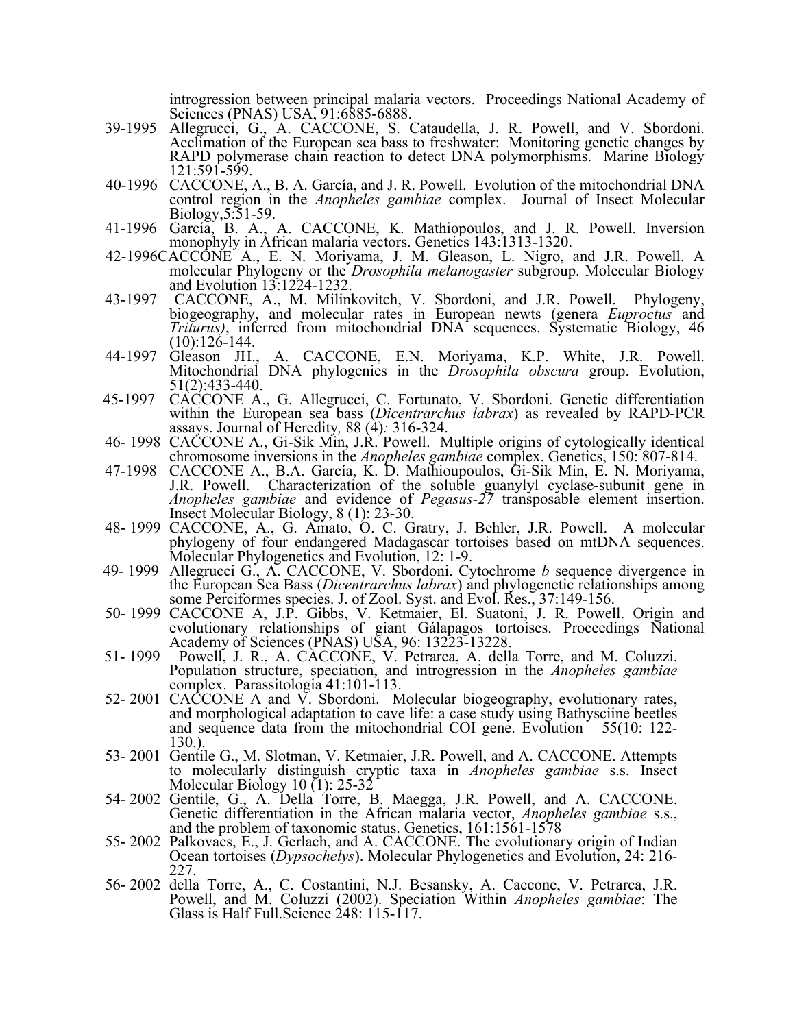introgression between principal malaria vectors. Proceedings National Academy of Sciences (PNAS) USA, 91:6885-6888.

39-1995 Allegrucci, G., A. CACCONE, S. Cataudella, J. R. Powell, and V. Sbordoni. Acclimation of the European sea bass to freshwater: Monitoring genetic changes by RAPD polymerase chain reaction to detect DNA polymorphisms. Marine Biology 121:591-599.

40-1996 CACCONE, A., B. A. García, and J. R. Powell. Evolution of the mitochondrial DNA control region in the *Anopheles gambiae* complex. Journal of Insect Molecular Biology,5:51-59.

41-1996 García, B. A., A. CACCONE, K. Mathiopoulos, and J. R. Powell. Inversion monophyly in African malaria vectors. Genetics 143:1313-1320.

42-1996 CACCONE A., E. N. Moriyama, J. M. Gleason, L. Nigro, and J.R. Powell. A molecular Phylogeny or the *Drosophila melanogaster* subgroup. Molecular Biology and Evolution 13:1224-1232.

43-1997 CACCONE, A., M. Milinkovitch, V. Sbordoni, and J.R. Powell. Phylogeny, biogeography, and molecular rates in European newts (genera *Euproctus* and *Triturus)*, inferred from mitochondrial DNA sequences. Systematic Biology, 46 (10):126-144.

44-1997 Gleason JH., A. CACCONE, E.N. Moriyama, K.P. White, J.R. Powell. Mitochondrial DNA phylogenies in the *Drosophila obscura* group. Evolution, 51(2):433-440.

45-1997 CACCONE A., G. Allegrucci, C. Fortunato, V. Sbordoni. Genetic differentiation within the European sea bass (*Dicentrarchus labrax*) as revealed by RAPD-PCR assays. Journal of Heredity*,* 88 (4)*:* 316-324.

46- 1998 CACCONE A., Gi-Sik Min, J.R. Powell. Multiple origins of cytologically identical chromosome inversions in the *Anopheles gambiae* complex. Genetics, 150: 807-814.

47-1998 CACCONE A., B.A. García, K. D. Mathioupoulos, Gi-Sik Min, E. N. Moriyama, J.R. Powell. Characterization of the soluble guanylyl cyclase-subunit gene in *Anopheles gambiae* and evidence of *Pegasus-27* transposable element insertion. Insect Molecular Biology, 8 (1): 23-30.

48- 1999 CACCONE, A., G. Amato, O. C. Gratry, J. Behler, J.R. Powell. A molecular phylogeny of four endangered Madagascar tortoises based on mtDNA sequences. Molecular Phylogenetics and Evolution, 12: 1-9.

49- 1999 Allegrucci G., A. CACCONE, V. Sbordoni. Cytochrome *b* sequence divergence in the European Sea Bass (*Dicentrarchus labrax*) and phylogenetic relationships among some Perciformes species. J. of Zool. Syst. and Evol. Res., 37:149-156.

50- 1999 CACCONE A, J.P. Gibbs, V. Ketmaier, El. Suatoni, J. R. Powell. Origin and evolutionary relationships of giant Gálapagos tortoises. Proceedings National Academy of Sciences (PNAS) USA, 96: 13223-13228.

51- 1999 Powell, J. R., A. CACCONE, V. Petrarca, A. della Torre, and M. Coluzzi. Population structure, speciation, and introgression in the *Anopheles gambiae* complex. Parassitologia 41:101-113.

52- 2001 CACCONE A and V. Sbordoni. Molecular biogeography, evolutionary rates, and morphological adaptation to cave life: a case study using Bathysciine beetles and sequence data from the mitochondrial COI gene. Evolution 55(10: 122-130.).

53- 2001 Gentile G., M. Slotman, V. Ketmaier, J.R. Powell, and A. CACCONE. Attempts to molecularly distinguish cryptic taxa in *Anopheles gambiae* s.s. Insect Molecular Biology 10 (1): 25-32

54- 2002 Gentile, G., A. Della Torre, B. Maegga, J.R. Powell, and A. CACCONE. Genetic differentiation in the African malaria vector, *Anopheles gambiae* s.s., and the problem of taxonomic status. Genetics, 161:1561-1578

55- 2002 Palkovacs, E., J. Gerlach, and A. CACCONE. The evolutionary origin of Indian Ocean tortoises (*Dypsochelys*). Molecular Phylogenetics and Evolution, 24: 216-227.

56- 2002 della Torre, A., C. Costantini, N.J. Besansky, A. Caccone, V. Petrarca, J.R. Powell, and M. Coluzzi (2002). Speciation Within *Anopheles gambiae*: The Glass is Half Full.Science 248: 115-117.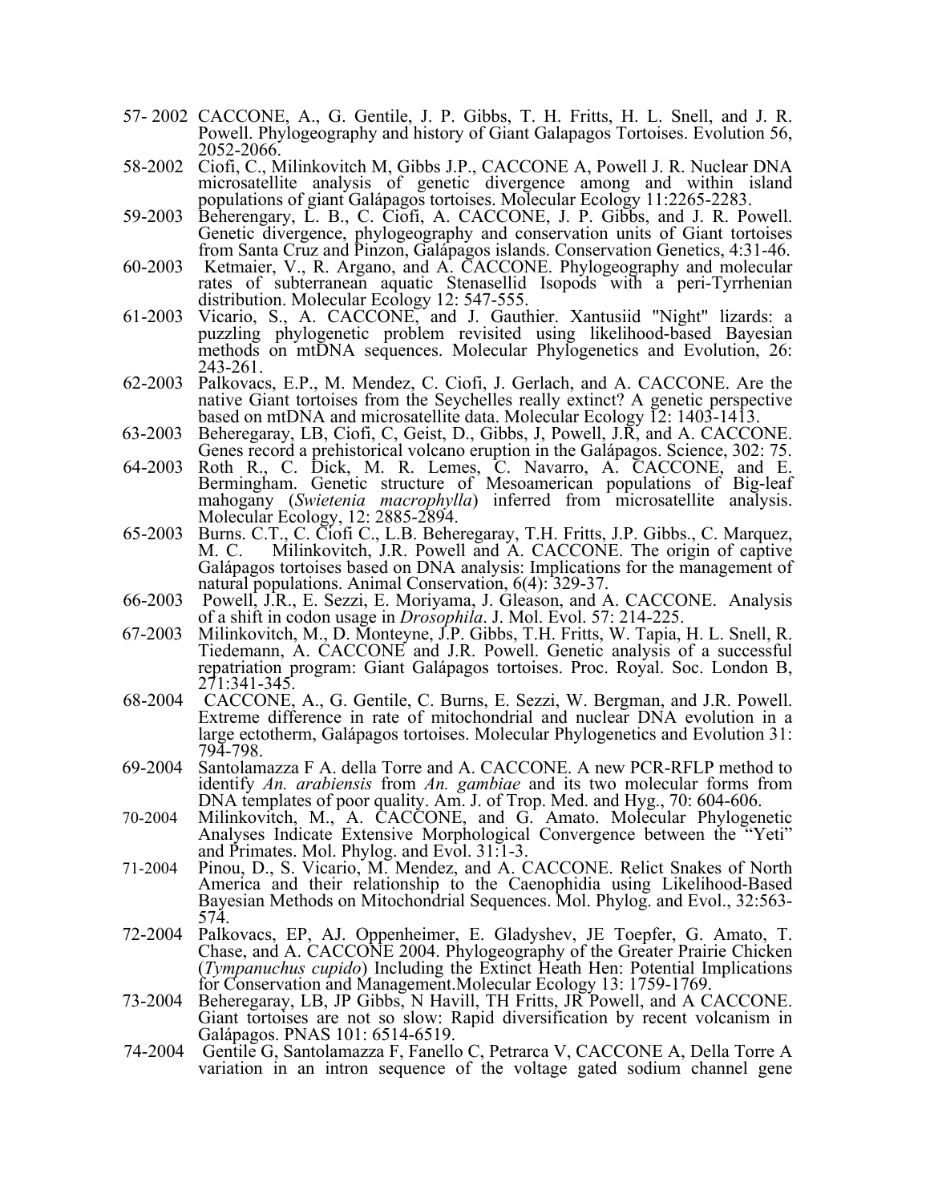57- 2002 CACCONE, A., G. Gentile, J. P. Gibbs, T. H. Fritts, H. L. Snell, and J. R. Powell. Phylogeography and history of Giant Galapagos Tortoises. Evolution 56, 2052-2066.

58-2002 Ciofi, C., Milinkovitch M, Gibbs J.P., CACCONE A, Powell J. R. Nuclear DNA microsatellite analysis of genetic divergence among and within island populations of giant Galápagos tortoises. Molecular Ecology 11:2265-2283.

59-2003 Beheregaray, L. B., C. Ciofi, A. CACCONE, J. P. Gibbs, and J. R. Powell. Genetic divergence, phylogeography and conservation units of Giant tortoises from Santa Cruz and Pinzon, Galápagos islands. Conservation Genetics, 4:31-46.

60-2003 Ketmaier, V., R. Argano, and A. CACCONE. Phylogeography and molecular rates of subterranean aquatic Stenasellid Isopods with a peri-Tyrrhenian distribution. Molecular Ecology 12: 547-555.

61-2003 Vicario, S., A. CACCONE, and J. Gauthier. Xantusiid "Night" lizards: a puzzling phylogenetic problem revisited using likelihood-based Bayesian methods on mtDNA sequences. Molecular Phylogenetics and Evolution, 26: 243-261.

62-2003 Palkovacs, E.P., M. Mendez, C. Ciofi, J. Gerlach, and A. CACCONE. Are the native Giant tortoises from the Seychelles really extinct? A genetic perspective based on mtDNA and microsatellite data. Molecular Ecology 12: 1403-1413.

63-2003 Beheregaray, LB, Ciofi, C, Geist, D., Gibbs, J, Powell, J.R, and A. CACCONE. Genes record a prehistorical volcano eruption in the Galápagos. Science, 302: 75.

64-2003 Roth R., C. Dick, M. R. Lemes, C. Navarro, A. CACCONE, and E. Bermingham. Genetic structure of Mesoamerican populations of Big-leaf mahogany (*Swietenia macrophylla*) inferred from microsatellite analysis. Molecular Ecology, 12: 2885-2894.

65-2003 Burns. C.T., C. Ciofi C., L.B. Beheregaray, T.H. Fritts, J.P. Gibbs., C. Marquez, M. C. Milinkovitch, J.R. Powell and A. CACCONE. The origin of captive Galápagos tortoises based on DNA analysis: Implications for the management of natural populations. Animal Conservation, 6(4): 329-37.

66-2003 Powell, J.R., E. Sezzi, E. Moriyama, J. Gleason, and A. CACCONE. Analysis of a shift in codon usage in *Drosophila*. J. Mol. Evol. 57: 214-225.

67-2003 Milinkovitch, M., D. Monteyne, J.P. Gibbs, T.H. Fritts, W. Tapia, H. L. Snell, R. Tiedemann, A. CACCONE and J.R. Powell. Genetic analysis of a successful repatriation program: Giant Galápagos tortoises. Proc. Royal. Soc. London B, 271:341-345.

68-2004 CACCONE, A., G. Gentile, C. Burns, E. Sezzi, W. Bergman, and J.R. Powell. Extreme difference in rate of mitochondrial and nuclear DNA evolution in a large ectotherm, Galápagos tortoises. Molecular Phylogenetics and Evolution 31: 794-798.

69-2004 Santolamazza F A. della Torre and A. CACCONE. A new PCR-RFLP method to identify *An. arabiensis* from *An. gambiae* and its two molecular forms from DNA templates of poor quality. Am. J. of Trop. Med. and Hyg., 70: 604-606.

70-2004 Milinkovitch, M., A. CACCONE, and G. Amato. Molecular Phylogenetic Analyses Indicate Extensive Morphological Convergence between the "Yeti" and Primates. Mol. Phylog. and Evol. 31:1-3.

71-2004 Pinou, D., S. Vicario, M. Mendez, and A. CACCONE. Relict Snakes of North America and their relationship to the Caenophidia using Likelihood-Based Bayesian Methods on Mitochondrial Sequences. Mol. Phylog. and Evol., 32:563-574.

72-2004 Palkovacs, EP, AJ. Oppenheimer, E. Gladyshev, JE Toepfer, G. Amato, T. Chase, and A. CACCONE 2004. Phylogeography of the Greater Prairie Chicken (*Tympanuchus cupido*) Including the Extinct Heath Hen: Potential Implications for Conservation and Management.Molecular Ecology 13: 1759-1769.

73-2004 Beheregaray, LB, JP Gibbs, N Havill, TH Fritts, JR Powell, and A CACCONE. Giant tortoises are not so slow: Rapid diversification by recent volcanism in Galápagos. PNAS 101: 6514-6519.

74-2004 Gentile G, Santolamazza F, Fanello C, Petrarca V, CACCONE A, Della Torre A variation in an intron sequence of the voltage gated sodium channel gene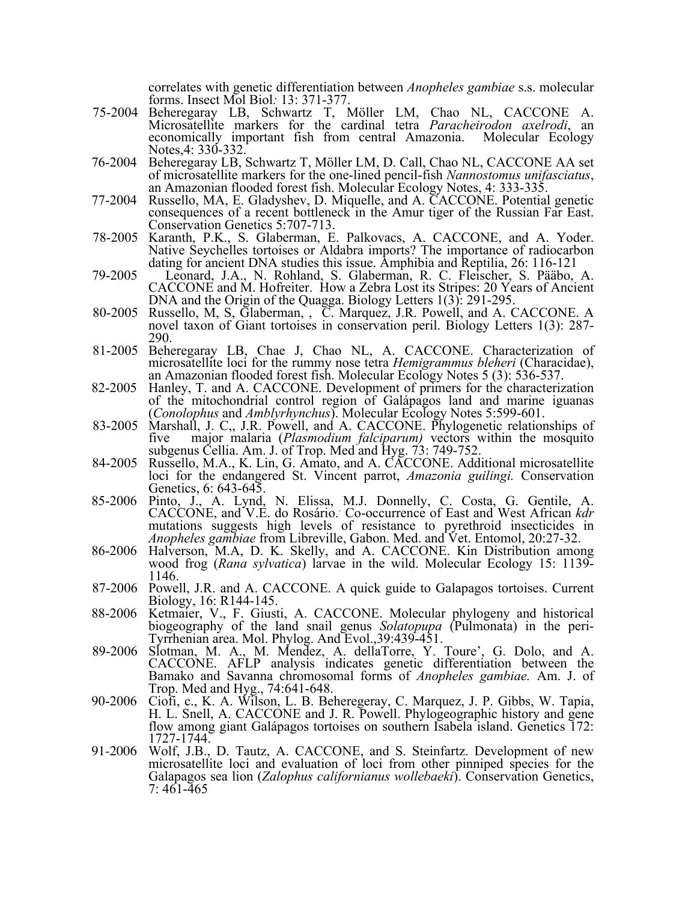correlates with genetic differentiation between *Anopheles gambiae* s.s. molecular forms. Insect Mol Biol*:* 13: 371-377.

75-2004 Beheregaray LB, Schwartz T, Möller LM, Chao NL, CACCONE A. Microsatellite markers for the cardinal tetra *Paracheirodon axelrodi*, an economically important fish from central Amazonia. Molecular Ecology Notes,4: 330-332.

76-2004 Beheregaray LB, Schwartz T, Möller LM, D. Call, Chao NL, CACCONE AA set of microsatellite markers for the one-lined pencil-fish *Nannostomus unifasciatus*, an Amazonian flooded forest fish. Molecular Ecology Notes, 4: 333-335.

77-2004 Russello, MA, E. Gladyshev, D. Miquelle, and A. CACCONE. Potential genetic consequences of a recent bottleneck in the Amur tiger of the Russian Far East. Conservation Genetics 5:707-713.

78-2005 Karanth, P.K., S. Glaberman, E. Palkovacs, A. CACCONE, and A. Yoder. Native Seychelles tortoises or Aldabra imports? The importance of radiocarbon dating for ancient DNA studies this issue. Amphibia and Reptilia, 26: 116-121

79-2005 Leonard, J.A., N. Rohland, S. Glaberman, R. C. Fleischer, S. Pääbo, A. CACCONE and M. Hofreiter. How a Zebra Lost its Stripes: 20 Years of Ancient DNA and the Origin of the Quagga. Biology Letters 1(3): 291-295.

80-2005 Russello, M, S, Glaberman, , C. Marquez, J.R. Powell, and A. CACCONE. A novel taxon of Giant tortoises in conservation peril. Biology Letters 1(3): 287-290.

81-2005 Beheregaray LB, Chae J, Chao NL, A. CACCONE. Characterization of microsatellite loci for the rummy nose tetra *Hemigrammus bleheri* (Characidae), an Amazonian flooded forest fish. Molecular Ecology Notes 5 (3): 536-537.

82-2005 Hanley, T. and A. CACCONE. Development of primers for the characterization of the mitochondrial control region of Galápagos land and marine iguanas (*Conolophus* and *Amblyrhynchus*). Molecular Ecology Notes 5:599-601.

83-2005 Marshall, J. C,, J.R. Powell, and A. CACCONE. Phylogenetic relationships of five major malaria (*Plasmodium falciparum)* vectors within the mosquito subgenus Cellia. Am. J. of Trop. Med and Hyg. 73: 749-752.

84-2005 Russello, M.A., K. Lin, G. Amato, and A. CACCONE. Additional microsatellite loci for the endangered St. Vincent parrot, *Amazonia guilingi.* Conservation Genetics, 6: 643-645.

85-2006 Pinto, J., A. Lynd, N. Elissa, M.J. Donnelly, C. Costa, G. Gentile, A. CACCONE, and V.E. do Rosário. Co-occurrence of East and West African *kdr* mutations suggests high levels of resistance to pyrethroid insecticides in *Anopheles gambiae* from Libreville, Gabon. Med. and Vet. Entomol, 20:27-32.

86-2006 Halverson, M.A, D. K. Skelly, and A. CACCONE. Kin Distribution among wood frog (*Rana sylvatica*) larvae in the wild. Molecular Ecology 15: 1139-1146.

87-2006 Powell, J.R. and A. CACCONE. A quick guide to Galapagos tortoises. Current Biology, 16: R144-145.

88-2006 Ketmaier, V., F. Giusti, A. CACCONE. Molecular phylogeny and historical biogeography of the land snail genus *Solatopupa* (Pulmonata) in the peri-Tyrrhenian area. Mol. Phylog. And Evol.,39:439-451.

89-2006 Slotman, M. A., M. Mendez, A. dellaTorre, Y. Toure', G. Dolo, and A. CACCONE. AFLP analysis indicates genetic differentiation between the Bamako and Savanna chromosomal forms of *Anopheles gambiae.* Am. J. of Trop. Med and Hyg., 74:641-648.

90-2006 Ciofi, c., K. A. Wilson, L. B. Beheregeray, C. Marquez, J. P. Gibbs, W. Tapia, H. L. Snell, A. CACCONE and J. R. Powell. Phylogeographic history and gene flow among giant Galápagos tortoises on southern Isabela island. Genetics 172: 1727-1744.

91-2006 Wolf, J.B., D. Tautz, A. CACCONE, and S. Steinfartz. Development of new microsatellite loci and evaluation of loci from other pinniped species for the Galapagos sea lion (*Zalophus californianus wollebaeki*). Conservation Genetics, 7: 461-465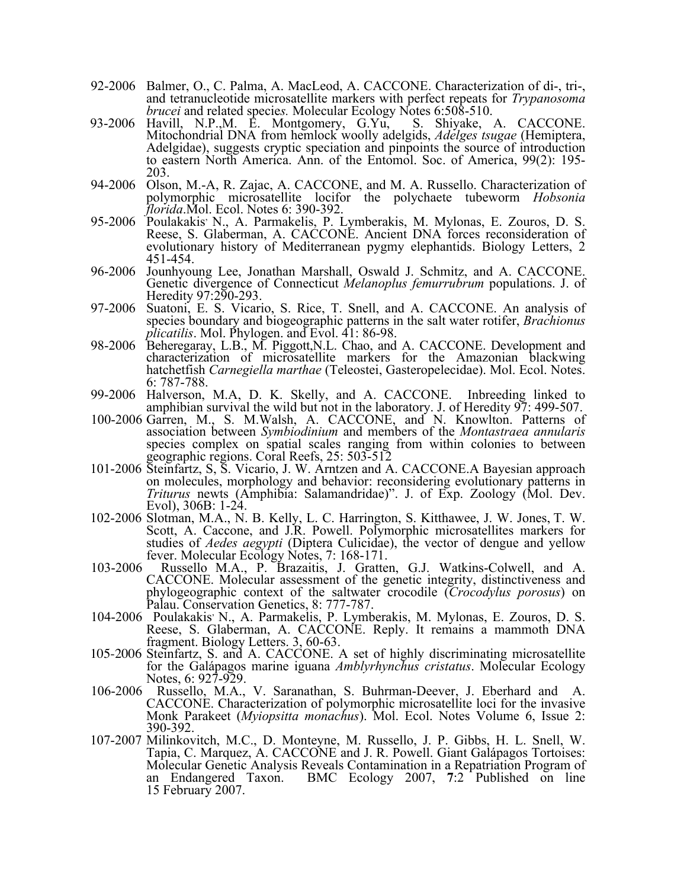92-2006 Balmer, O., C. Palma, A. MacLeod, A. CACCONE. Characterization of di-, tri-, and tetranucleotide microsatellite markers with perfect repeats for *Trypanosoma brucei* and related specie*s.* Molecular Ecology Notes 6:508-510.

93-2006 Havill, N.P.,M. E. Montgomery, G.Yu, S. Shiyake, A. CACCONE. Mitochondrial DNA from hemlock woolly adelgids, *Adelges tsugae* (Hemiptera, Adelgidae), suggests cryptic speciation and pinpoints the source of introduction to eastern North America. Ann. of the Entomol. Soc. of America, 99(2): 195-203.

94-2006 Olson, M.-A, R. Zajac, A. CACCONE, and M. A. Russello. Characterization of polymorphic microsatellite locifor the polychaete tubeworm *Hobsonia florida*.Mol. Ecol. Notes 6: 390-392.

95-2006 Poulakakis, N., A. Parmakelis, P. Lymberakis, M. Mylonas, E. Zouros, D. S. Reese, S. Glaberman, A. CACCONE. Ancient DNA forces reconsideration of evolutionary history of Mediterranean pygmy elephantids. Biology Letters, 2 451-454.

96-2006 Jounhyoung Lee, Jonathan Marshall, Oswald J. Schmitz, and A. CACCONE. Genetic divergence of Connecticut *Melanoplus femurrubrum* populations. J. of Heredity 97:290-293.

97-2006 Suatoni, E. S. Vicario, S. Rice, T. Snell, and A. CACCONE. An analysis of species boundary and biogeographic patterns in the salt water rotifer, *Brachionus plicatilis*. Mol. Phylogen. and Evol. 41: 86-98.

98-2006 Beheregaray, L.B., M. Piggott,N.L. Chao, and A. CACCONE. Development and characterization of microsatellite markers for the Amazonian blackwing hatchetfish *Carnegiella marthae* (Teleostei, Gasteropelecidae). Mol. Ecol. Notes. 6: 787-788.

99-2006 Halverson, M.A, D. K. Skelly, and A. CACCONE. Inbreeding linked to amphibian survival the wild but not in the laboratory. J. of Heredity 97: 499-507.

100-2006 Garren, M., S. M.Walsh, A. CACCONE, and N. Knowlton. Patterns of association between *Symbiodinium* and members of the *Montastraea annularis* species complex on spatial scales ranging from within colonies to between geographic regions. Coral Reefs, 25: 503-512

101-2006 Steinfartz, S, S. Vicario, J. W. Arntzen and A. CACCONE.A Bayesian approach on molecules, morphology and behavior: reconsidering evolutionary patterns in *Triturus* newts (Amphibia: Salamandridae)". J. of Exp. Zoology (Mol. Dev. Evol), 306B: 1-24.

102-2006 Slotman, M.A., N. B. Kelly, L. C. Harrington, S. Kitthawee, J. W. Jones, T. W. Scott, A. Caccone, and J.R. Powell. Polymorphic microsatellites markers for studies of *Aedes aegypti* (Diptera Culicidae), the vector of dengue and yellow fever. Molecular Ecology Notes, 7: 168-171.

103-2006 Russello M.A., P. Brazaitis, J. Gratten, G.J. Watkins-Colwell, and A. CACCONE. Molecular assessment of the genetic integrity, distinctiveness and phylogeographic context of the saltwater crocodile (*Crocodylus porosus*) on Palau. Conservation Genetics, 8: 777-787.

104-2006 Poulakakis, N., A. Parmakelis, P. Lymberakis, M. Mylonas, E. Zouros, D. S. Reese, S. Glaberman, A. CACCONE. Reply. It remains a mammoth DNA fragment. Biology Letters. 3, 60-63.

105-2006 Steinfartz, S. and A. CACCONE. A set of highly discriminating microsatellite for the Galápagos marine iguana *Amblyrhynchus cristatus*. Molecular Ecology Notes, 6: 927-929.

106-2006 Russello, M.A., V. Saranathan, S. Buhrman-Deever, J. Eberhard and A. CACCONE. Characterization of polymorphic microsatellite loci for the invasive Monk Parakeet (*Myiopsitta monachus*). Mol. Ecol. Notes Volume 6, Issue 2: 390-392.

107-2007 Milinkovitch, M.C., D. Monteyne, M. Russello, J. P. Gibbs, H. L. Snell, W. Tapia, C. Marquez, A. CACCONE and J. R. Powell. Giant Galápagos Tortoises: Molecular Genetic Analysis Reveals Contamination in a Repatriation Program of an Endangered Taxon. BMC Ecology 2007, **7**:2 Published on line 15 February 2007.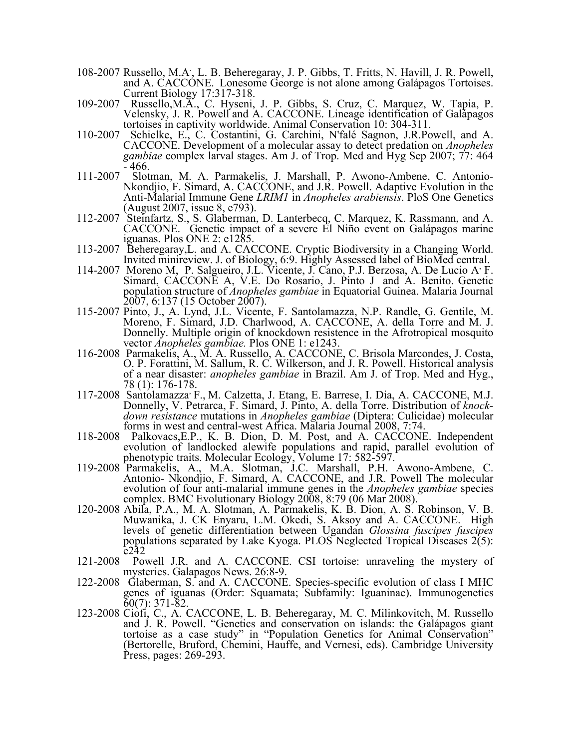108-2007 Russello, M.A., L. B. Beheregaray, J. P. Gibbs, T. Fritts, N. Havill, J. R. Powell, and A. CACCONE. Lonesome George is not alone among Galápagos Tortoises. Current Biology 17:317-318.

109-2007 Russello,M.A., C. Hyseni, J. P. Gibbs, S. Cruz, C. Marquez, W. Tapia, P. Velensky, J. R. Powell and A. CACCONE. Lineage identification of Galápagos tortoises in captivity worldwide. Animal Conservation 10: 304-311.

110-2007 Schielke, E., C. Costantini, G. Carchini, N'falé Sagnon, J.R.Powell, and A. CACCONE. Development of a molecular assay to detect predation on *Anopheles gambiae* complex larval stages. Am J. of Trop. Med and Hyg Sep 2007; 77: 464 - 466.

111-2007 Slotman, M. A. Parmakelis, J. Marshall, P. Awono-Ambene, C. Antonio-Nkondjio, F. Simard, A. CACCONE, and J.R. Powell. Adaptive Evolution in the Anti-Malarial Immune Gene *LRIM1* in *Anopheles arabiensis*. PloS One Genetics (August 2007, issue 8, e793).

112-2007 Steinfartz, S., S. Glaberman, D. Lanterbecq, C. Marquez, K. Rassmann, and A. CACCONE. Genetic impact of a severe El Niño event on Galápagos marine iguanas. Plos ONE 2: e1285.

113-2007 Beheregaray,L. and A. CACCONE. Cryptic Biodiversity in a Changing World. Invited minireview. J. of Biology, 6:9. Highly Assessed label of BioMed central.

114-2007 Moreno M, P. Salgueiro, J.L. Vicente, J. Cano, P.J. Berzosa, A. De Lucio A, F. Simard, CACCONE A, V.E. Do Rosario, J. Pinto J and A. Benito. Genetic population structure of *Anopheles gambiae* in Equatorial Guinea. Malaria Journal 2007, 6:137 (15 October 2007).

115-2007 Pinto, J., A. Lynd, J.L. Vicente, F. Santolamazza, N.P. Randle, G. Gentile, M. Moreno, F. Simard, J.D. Charlwood, A. CACCONE, A. della Torre and M. J. Donnelly. Multiple origin of knockdown resistence in the Afrotropical mosquito vector *Anopheles gambiae.* Plos ONE 1: e1243.

116-2008 Parmakelis, A., M. A. Russello, A. CACCONE, C. Brisola Marcondes, J. Costa, O. P. Forattini, M. Sallum, R. C. Wilkerson, and J. R. Powell. Historical analysis of a near disaster: *anopheles gambiae* in Brazil. Am J. of Trop. Med and Hyg., 78 (1): 176-178.

117-2008 Santolamazza, F., M. Calzetta, J. Etang, E. Barrese, I. Dia, A. CACCONE, M.J. Donnelly, V. Petrarca, F. Simard, J. Pinto, A. della Torre. Distribution of *knock-down resistance* mutations in *Anopheles gambiae* (Diptera: Culicidae) molecular forms in west and central-west Africa. Malaria Journal 2008, 7:74.

118-2008 Palkovacs,E.P., K. B. Dion, D. M. Post, and A. CACCONE. Independent evolution of landlocked alewife populations and rapid, parallel evolution of phenotypic traits. Molecular Ecology, Volume 17: 582-597.

119-2008 Parmakelis, A., M.A. Slotman, J.C. Marshall, P.H. Awono-Ambene, C. Antonio- Nkondjio, F. Simard, A. CACCONE, and J.R. Powell The molecular evolution of four anti-malarial immune genes in the *Anopheles gambiae* species complex. BMC Evolutionary Biology 2008, 8:79 (06 Mar 2008).

120-2008 Abila, P.A., M. A. Slotman, A. Parmakelis, K. B. Dion, A. S. Robinson, V. B. Muwanika, J. CK Enyaru, L.M. Okedi, S. Aksoy and A. CACCONE. High levels of genetic differentiation between Ugandan *Glossina fuscipes fuscipes* populations separated by Lake Kyoga. PLOS Neglected Tropical Diseases 2(5): e242

121-2008 Powell J.R. and A. CACCONE. CSI tortoise: unraveling the mystery of mysteries. Galapagos News. 26:8-9.

122-2008 Glaberman, S. and A. CACCONE. Species-specific evolution of class I MHC genes of iguanas (Order: Squamata; Subfamily: Iguaninae). Immunogenetics 60(7): 371-82.

123-2008 Ciofi, C., A. CACCONE, L. B. Beheregaray, M. C. Milinkovitch, M. Russello and J. R. Powell. "Genetics and conservation on islands: the Galápagos giant tortoise as a case study" in "Population Genetics for Animal Conservation" (Bertorelle, Bruford, Chemini, Hauffe, and Vernesi, eds). Cambridge University Press, pages: 269-293.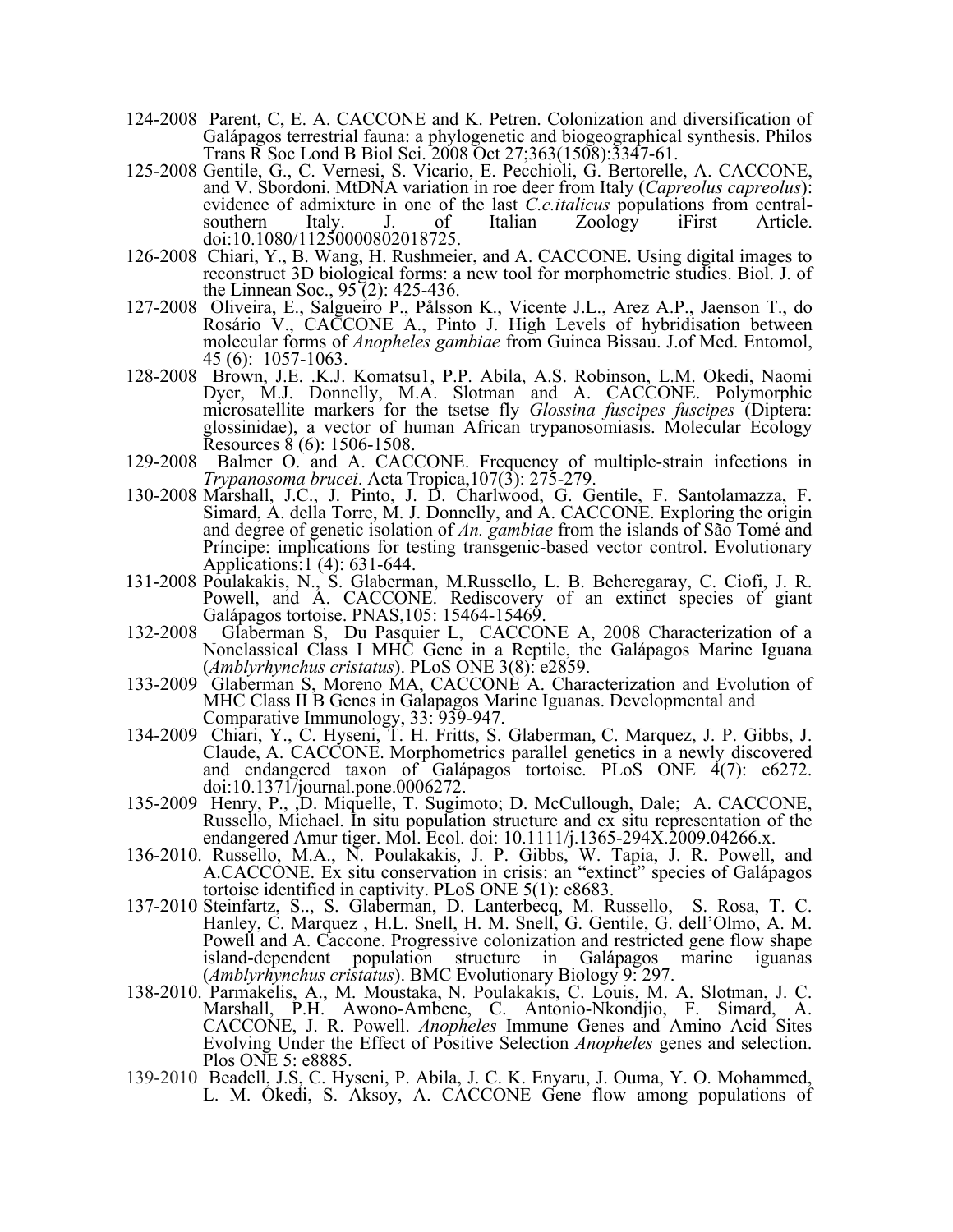124-2008 Parent, C, E. A. CACCONE and K. Petren. Colonization and diversification of Galápagos terrestrial fauna: a phylogenetic and biogeographical synthesis. Philos Trans R Soc Lond B Biol Sci. 2008 Oct 27;363(1508):3347-61.

125-2008 Gentile, G., C. Vernesi, S. Vicario, E. Pecchioli, G. Bertorelle, A. CACCONE, and V. Sbordoni. MtDNA variation in roe deer from Italy (*Capreolus capreolus*): evidence of admixture in one of the last *C.c.italicus* populations from central-southern Italy. J. of Italian Zoology iFirst Article. doi:10.1080/11250000802018725.

126-2008 Chiari, Y., B. Wang, H. Rushmeier, and A. CACCONE. Using digital images to reconstruct 3D biological forms: a new tool for morphometric studies. Biol. J. of the Linnean Soc., 95 (2): 425-436.

127-2008 Oliveira, E., Salgueiro P., Pålsson K., Vicente J.L., Arez A.P., Jaenson T., do Rosário V., CACCONE A., Pinto J. High Levels of hybridisation between molecular forms of *Anopheles gambiae* from Guinea Bissau. J.of Med. Entomol, 45 (6): 1057-1063.

128-2008 Brown, J.E. .K.J. Komatsu1, P.P. Abila, A.S. Robinson, L.M. Okedi, Naomi Dyer, M.J. Donnelly, M.A. Slotman and A. CACCONE. Polymorphic microsatellite markers for the tsetse fly *Glossina fuscipes fuscipes* (Diptera: glossinidae), a vector of human African trypanosomiasis. Molecular Ecology Resources 8 (6): 1506-1508.

129-2008 Balmer O. and A. CACCONE. Frequency of multiple-strain infections in *Trypanosoma brucei*. Acta Tropica,107(3): 275-279.

130-2008 Marshall, J.C., J. Pinto, J. D. Charlwood, G. Gentile, F. Santolamazza, F. Simard, A. della Torre, M. J. Donnelly, and A. CACCONE. Exploring the origin and degree of genetic isolation of *An. gambiae* from the islands of São Tomé and Príncipe: implications for testing transgenic-based vector control. Evolutionary Applications:1 (4): 631-644.

131-2008 Poulakakis, N., S. Glaberman, M.Russello, L. B. Beheregaray, C. Ciofi, J. R. Powell, and A. CACCONE. Rediscovery of an extinct species of giant Galápagos tortoise. PNAS,105: 15464-15469.

132-2008 Glaberman S, Du Pasquier L, CACCONE A, 2008 Characterization of a Nonclassical Class I MHC Gene in a Reptile, the Galápagos Marine Iguana (*Amblyrhynchus cristatus*). PLoS ONE 3(8): e2859.

133-2009 Glaberman S, Moreno MA, CACCONE A. Characterization and Evolution of MHC Class II B Genes in Galapagos Marine Iguanas. Developmental and Comparative Immunology, 33: 939-947.

134-2009 Chiari, Y., C. Hyseni, T. H. Fritts, S. Glaberman, C. Marquez, J. P. Gibbs, J. Claude, A. CACCONE. Morphometrics parallel genetics in a newly discovered and endangered taxon of Galápagos tortoise. PLoS ONE 4(7): e6272. doi:10.1371/journal.pone.0006272.

135-2009 Henry, P., ,D. Miquelle, T. Sugimoto; D. McCullough, Dale; A. CACCONE, Russello, Michael. In situ population structure and ex situ representation of the endangered Amur tiger. Mol. Ecol. doi: 10.1111/j.1365-294X.2009.04266.x.

136-2010. Russello, M.A., N. Poulakakis, J. P. Gibbs, W. Tapia, J. R. Powell, and A.CACCONE. Ex situ conservation in crisis: an "extinct" species of Galápagos tortoise identified in captivity. PLoS ONE 5(1): e8683.

137-2010 Steinfartz, S.., S. Glaberman, D. Lanterbecq, M. Russello, S. Rosa, T. C. Hanley, C. Marquez , H.L. Snell, H. M. Snell, G. Gentile, G. dell'Olmo, A. M. Powell and A. Caccone. Progressive colonization and restricted gene flow shape island-dependent population structure in Galápagos marine iguanas (*Amblyrhynchus cristatus*). BMC Evolutionary Biology 9: 297.

138-2010. Parmakelis, A., M. Moustaka, N. Poulakakis, C. Louis, M. A. Slotman, J. C. Marshall, P.H. Awono-Ambene, C. Antonio-Nkondjio, F. Simard, A. CACCONE, J. R. Powell. *Anopheles* Immune Genes and Amino Acid Sites Evolving Under the Effect of Positive Selection *Anopheles* genes and selection. Plos ONE 5: e8885.

139-2010 Beadell, J.S, C. Hyseni, P. Abila, J. C. K. Enyaru, J. Ouma, Y. O. Mohammed, L. M. Okedi, S. Aksoy, A. CACCONE Gene flow among populations of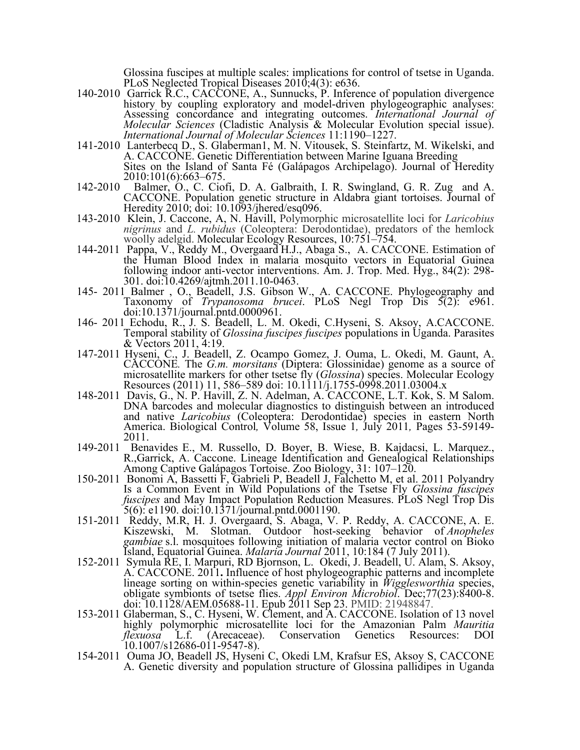Glossina fuscipes at multiple scales: implications for control of tsetse in Uganda. PLoS Neglected Tropical Diseases 2010;4(3): e636.

140-2010 Garrick R.C., CACCONE, A., Sunnucks, P. Inference of population divergence history by coupling exploratory and model-driven phylogeographic analyses: Assessing concordance and integrating outcomes. *International Journal of Molecular Sciences* (Cladistic Analysis & Molecular Evolution special issue). *International Journal of Molecular Sciences* 11:1190–1227.

141-2010 Lanterbecq D., S. Glaberman1, M. N. Vitousek, S. Steinfartz, M. Wikelski, and A. CACCONE. Genetic Differentiation between Marine Iguana Breeding Sites on the Island of Santa Fé (Galápagos Archipelago). Journal of Heredity 2010:101(6):663–675.

142-2010 Balmer, O., C. Ciofi, D. A. Galbraith, I. R. Swingland, G. R. Zug and A. CACCONE. Population genetic structure in Aldabra giant tortoises. Journal of Heredity 2010; doi: 10.1093/jhered/esq096.

143-2010 Klein, J. Caccone, A, N. Havill, Polymorphic microsatellite loci for *Laricobius nigrinus* and *L. rubidus* (Coleoptera: Derodontidae), predators of the hemlock woolly adelgid. Molecular Ecology Resources, 10:751–754.

144-2011 Pappa, V., Reddy M., Overgaard H.J., Abaga S., A. CACCONE. Estimation of the Human Blood Index in malaria mosquito vectors in Equatorial Guinea following indoor anti-vector interventions. Am. J. Trop. Med. Hyg., 84(2): 298-301. doi:10.4269/ajtmh.2011.10-0463.

145- 2011 Balmer , O., Beadell, J.S. Gibson W., A. CACCONE. Phylogeography and Taxonomy of *Trypanosoma brucei*. PLoS Negl Trop Dis 5(2): e961. doi:10.1371/journal.pntd.0000961.

146- 2011 Echodu, R., J. S. Beadell, L. M. Okedi, C.Hyseni, S. Aksoy, A.CACCONE. Temporal stability of *Glossina fuscipes fuscipes* populations in Uganda. Parasites & Vectors 2011, 4:19.

147-2011 Hyseni, C., J. Beadell, Z. Ocampo Gomez, J. Ouma, L. Okedi, M. Gaunt, A. CACCONE. The *G.m. morsitans* (Diptera: Glossinidae) genome as a source of microsatellite markers for other tsetse fly (*Glossina*) species. Molecular Ecology Resources (2011) 11, 586–589 doi: 10.1111/j.1755-0998.2011.03004.x

148-2011 Davis, G., N. P. Havill, Z. N. Adelman, A. CACCONE, L.T. Kok, S. M Salom. DNA barcodes and molecular diagnostics to distinguish between an introduced and native *Laricobius* (Coleoptera: Derodontidae) species in eastern North America. Biological Control*,* Volume 58, Issue 1*,* July 2011*,* Pages 53-59149-2011.

149-2011 Benavides E., M. Russello, D. Boyer, B. Wiese, B. Kajdacsi, L. Marquez., R.,Garrick, A. Caccone. Lineage Identification and Genealogical Relationships Among Captive Galápagos Tortoise. Zoo Biology, 31: 107–120.

150-2011 Bonomi A, Bassetti F, Gabrieli P, Beadell J, Falchetto M, et al. 2011 Polyandry Is a Common Event in Wild Populations of the Tsetse Fly *Glossina fuscipes fuscipes* and May Impact Population Reduction Measures. PLoS Negl Trop Dis 5(6): e1190. doi:10.1371/journal.pntd.0001190.

151-2011 Reddy, M.R, H. J. Overgaard, S. Abaga, V. P. Reddy, A. CACCONE, A. E. Kiszewski, M. Slotman. Outdoor host-seeking behavior of *Anopheles gambiae* s.l. mosquitoes following initiation of malaria vector control on Bioko Island, Equatorial Guinea. *Malaria Journal* 2011, 10:184 (7 July 2011).

152-2011 Symula RE, I. Marpuri, RD Bjornson, L. Okedi, J. Beadell, U. Alam, S. Aksoy, A. CACCONE. 2011**.** Influence of host phylogeographic patterns and incomplete lineage sorting on within-species genetic variability in *Wigglesworthia* species, obligate symbionts of tsetse flies. *Appl Environ Microbiol*. Dec;77(23):8400-8. doi: 10.1128/AEM.05688-11. Epub 2011 Sep 23. PMID: 21948847.

153-2011 Glaberman, S., C. Hyseni, W. Clement, and A. CACCONE. Isolation of 13 novel highly polymorphic microsatellite loci for the Amazonian Palm *Mauritia flexuosa* L.f. (Arecaceae). Conservation Genetics Resources: DOI 10.1007/s12686-011-9547-8).

154-2011 Ouma JO, Beadell JS, Hyseni C, Okedi LM, Krafsur ES, Aksoy S, CACCONE A. Genetic diversity and population structure of Glossina pallidipes in Uganda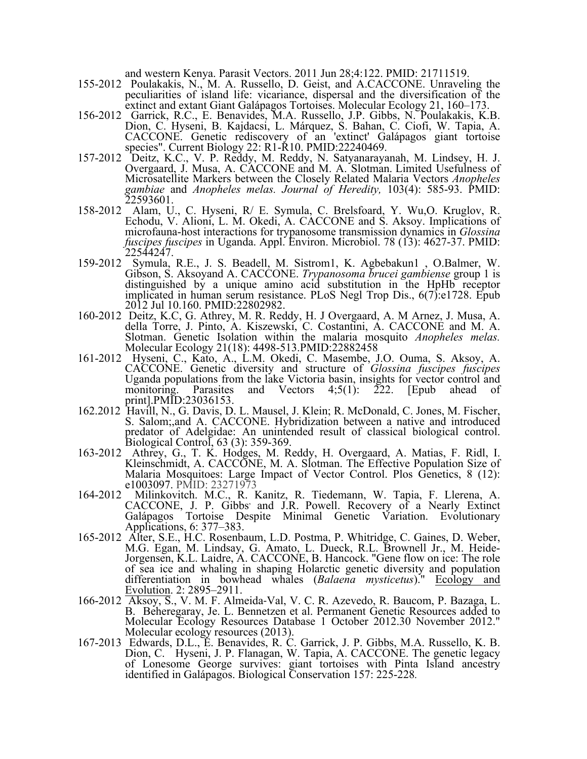and western Kenya. Parasit Vectors. 2011 Jun 28;4:122. PMID: 21711519.

155-2012 Poulakakis, N., M. A. Russello, D. Geist, and A.CACCONE. Unraveling the peculiarities of island life: vicariance, dispersal and the diversification of the extinct and extant Giant Galápagos Tortoises. Molecular Ecology 21, 160–173.

156-2012 Garrick, R.C., E. Benavides, M.A. Russello, J.P. Gibbs, N. Poulakakis, K.B. Dion, C. Hyseni, B. Kajdacsi, L. Márquez, S. Bahan, C. Ciofi, W. Tapia, A. CACCONE. Genetic rediscovery of an 'extinct' Galápagos giant tortoise species". Current Biology 22: R1-R10. PMID:22240469.

157-2012 Deitz, K.C., V. P. Reddy, M. Reddy, N. Satyanarayanah, M. Lindsey, H. J. Overgaard, J. Musa, A. CACCONE and M. A. Slotman. Limited Usefulness of Microsatellite Markers between the Closely Related Malaria Vectors *Anopheles gambiae* and *Anopheles melas. Journal of Heredity,* 103(4): 585-93. PMID: 22593601.

158-2012 Alam, U., C. Hyseni, R/ E. Symula, C. Brelsfoard, Y. Wu,O. Kruglov, R. Echodu, V. Alioni, L. M. Okedi, A. CACCONE and S. Aksoy. Implications of microfauna-host interactions for trypanosome transmission dynamics in *Glossina fuscipes fuscipes* in Uganda. Appl. Environ. Microbiol. 78 (13): 4627-37. PMID: 22544247.

159-2012 Symula, R.E., J. S. Beadell, M. Sistrom1, K. Agbebakun1 , O.Balmer, W. Gibson, S. Aksoyand A. CACCONE. *Trypanosoma brucei gambiense* group 1 is distinguished by a unique amino acid substitution in the HpHb receptor implicated in human serum resistance. PLoS Negl Trop Dis., 6(7):e1728. Epub 2012 Jul 10.160. PMID:22802982.

160-2012 Deitz, K.C, G. Athrey, M. R. Reddy, H. J Overgaard, A. M Arnez, J. Musa, A. della Torre, J. Pinto, A. Kiszewski, C. Costantini, A. CACCONE and M. A. Slotman. Genetic Isolation within the malaria mosquito *Anopheles melas.* Molecular Ecology 21(18): 4498-513.PMID:22882458

161-2012 Hyseni, C., Kato, A., L.M. Okedi, C. Masembe, J.O. Ouma, S. Aksoy, A. CACCONE. Genetic diversity and structure of *Glossina fuscipes fuscipes* Uganda populations from the lake Victoria basin, insights for vector control and monitoring. Parasites and Vectors 4;5(1): 222. [Epub ahead of print].PMID:23036153.

162.2012 Havill, N., G. Davis, D. L. Mausel, J. Klein; R. McDonald, C. Jones, M. Fischer, S. Salom;,and A. CACCONE. Hybridization between a native and introduced predator of Adelgidae: An unintended result of classical biological control. Biological Control, 63 (3): 359-369.

163-2012 Athrey, G., T. K. Hodges, M. Reddy, H. Overgaard, A. Matias, F. Ridl, I. Kleinschmidt, A. CACCONE, M. A. Slotman. The Effective Population Size of Malaria Mosquitoes: Large Impact of Vector Control. Plos Genetics, 8 (12): e1003097. PMID: 23271973

164-2012 Milinkovitch. M.C., R. Kanitz, R. Tiedemann, W. Tapia, F. Llerena, A. CACCONE, J. P. Gibbs, and J.R. Powell. Recovery of a Nearly Extinct Galápagos Tortoise Despite Minimal Genetic Variation. Evolutionary Applications, 6: 377–383.

165-2012 Alter, S.E., H.C. Rosenbaum, L.D. Postma, P. Whitridge, C. Gaines, D. Weber, M.G. Egan, M. Lindsay, G. Amato, L. Dueck, R.L. Brownell Jr., M. Heide-Jorgensen, K.L. Laidre, A. CACCONE, B. Hancock. "Gene flow on ice: The role of sea ice and whaling in shaping Holarctic genetic diversity and population differentiation in bowhead whales (*Balaena mysticetus*)." Ecology and Evolution. 2: 2895–2911.

166-2012 Aksoy, S., V. M. F. Almeida-Val, V. C. R. Azevedo, R. Baucom, P. Bazaga, L. B. Beheregaray, Je. L. Bennetzen et al. Permanent Genetic Resources added to Molecular Ecology Resources Database 1 October 2012.30 November 2012." Molecular ecology resources (2013).

167-2013 Edwards, D.L., E. Benavides, R. C. Garrick, J. P. Gibbs, M.A. Russello, K. B. Dion, C. Hyseni, J. P. Flanagan, W. Tapia, A. CACCONE. The genetic legacy of Lonesome George survives: giant tortoises with Pinta Island ancestry identified in Galápagos. Biological Conservation 157: 225-228.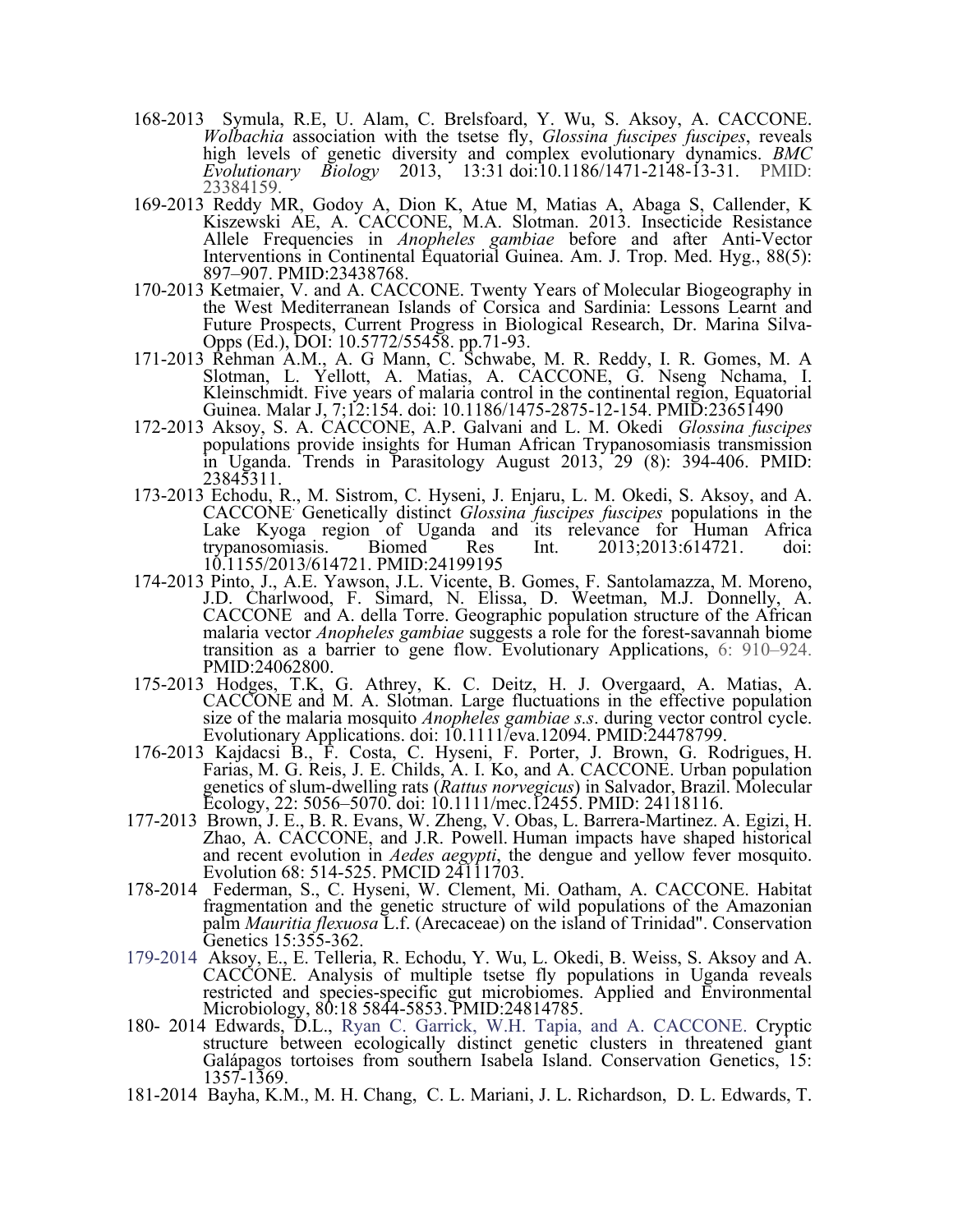168-2013 Symula, R.E, U. Alam, C. Brelsfoard, Y. Wu, S. Aksoy, A. CACCONE. *Wolbachia* association with the tsetse fly, *Glossina fuscipes fuscipes*, reveals high levels of genetic diversity and complex evolutionary dynamics. *BMC Evolutionary Biology* 2013, 13:31 doi:10.1186/1471-2148-13-31. PMID: 23384159.

169-2013 Reddy MR, Godoy A, Dion K, Atue M, Matias A, Abaga S, Callender, K Kiszewski AE, A. CACCONE, M.A. Slotman. 2013. Insecticide Resistance Allele Frequencies in *Anopheles gambiae* before and after Anti-Vector Interventions in Continental Equatorial Guinea. Am. J. Trop. Med. Hyg., 88(5): 897–907. PMID:23438768.

170-2013 Ketmaier, V. and A. CACCONE. Twenty Years of Molecular Biogeography in the West Mediterranean Islands of Corsica and Sardinia: Lessons Learnt and Future Prospects, Current Progress in Biological Research, Dr. Marina Silva-Opps (Ed.), DOI: 10.5772/55458. pp.71-93.

171-2013 Rehman A.M., A. G Mann, C. Schwabe, M. R. Reddy, I. R. Gomes, M. A Slotman, L. Yellott, A. Matias, A. CACCONE, G. Nseng Nchama, I. Kleinschmidt. Five years of malaria control in the continental region, Equatorial Guinea. Malar J, 7;12:154. doi: 10.1186/1475-2875-12-154. PMID:23651490

172-2013 Aksoy, S. A. CACCONE, A.P. Galvani and L. M. Okedi *Glossina fuscipes* populations provide insights for Human African Trypanosomiasis transmission in Uganda. Trends in Parasitology August 2013, 29 (8): 394-406. PMID: 23845311.

173-2013 Echodu, R., M. Sistrom, C. Hyseni, J. Enjaru, L. M. Okedi, S. Aksoy, and A. CACCONE. Genetically distinct *Glossina fuscipes fuscipes* populations in the Lake Kyoga region of Uganda and its relevance for Human Africa trypanosomiasis. Biomed Res Int. 2013;2013:614721. doi: 10.1155/2013/614721. PMID:24199195

174-2013 Pinto, J., A.E. Yawson, J.L. Vicente, B. Gomes, F. Santolamazza, M. Moreno, J.D. Charlwood, F. Simard, N. Elissa, D. Weetman, M.J. Donnelly, A. CACCONE and A. della Torre. Geographic population structure of the African malaria vector *Anopheles gambiae* suggests a role for the forest-savannah biome transition as a barrier to gene flow. Evolutionary Applications, 6: 910–924. PMID:24062800.

175-2013 Hodges, T.K, G. Athrey, K. C. Deitz, H. J. Overgaard, A. Matias, A. CACCONE and M. A. Slotman. Large fluctuations in the effective population size of the malaria mosquito *Anopheles gambiae s.s*. during vector control cycle. Evolutionary Applications. doi: 10.1111/eva.12094. PMID:24478799.

176-2013 Kajdacsi B., F. Costa, C. Hyseni, F. Porter, J. Brown, G. Rodrigues, H. Farias, M. G. Reis, J. E. Childs, A. I. Ko, and A. CACCONE. Urban population genetics of slum-dwelling rats (*Rattus norvegicus*) in Salvador, Brazil. Molecular Ecology, 22: 5056–5070. doi: 10.1111/mec.12455. PMID: 24118116.

177-2013 Brown, J. E., B. R. Evans, W. Zheng, V. Obas, L. Barrera-Martinez. A. Egizi, H. Zhao, A. CACCONE, and J.R. Powell. Human impacts have shaped historical and recent evolution in *Aedes aegypti*, the dengue and yellow fever mosquito. Evolution 68: 514-525. PMCID 24111703.

178-2014 Federman, S., C. Hyseni, W. Clement, Mi. Oatham, A. CACCONE. Habitat fragmentation and the genetic structure of wild populations of the Amazonian palm *Mauritia flexuosa* L.f. (Arecaceae) on the island of Trinidad". Conservation Genetics 15:355-362.

179-2014 Aksoy, E., E. Telleria, R. Echodu, Y. Wu, L. Okedi, B. Weiss, S. Aksoy and A. CACCONE. Analysis of multiple tsetse fly populations in Uganda reveals restricted and species-specific gut microbiomes. Applied and Environmental Microbiology, 80:18 5844-5853. PMID:24814785.

180- 2014 Edwards, D.L., Ryan C. Garrick, W.H. Tapia, and A. CACCONE. Cryptic structure between ecologically distinct genetic clusters in threatened giant Galápagos tortoises from southern Isabela Island. Conservation Genetics, 15: 1357-1369.

181-2014 Bayha, K.M., M. H. Chang, C. L. Mariani, J. L. Richardson, D. L. Edwards, T.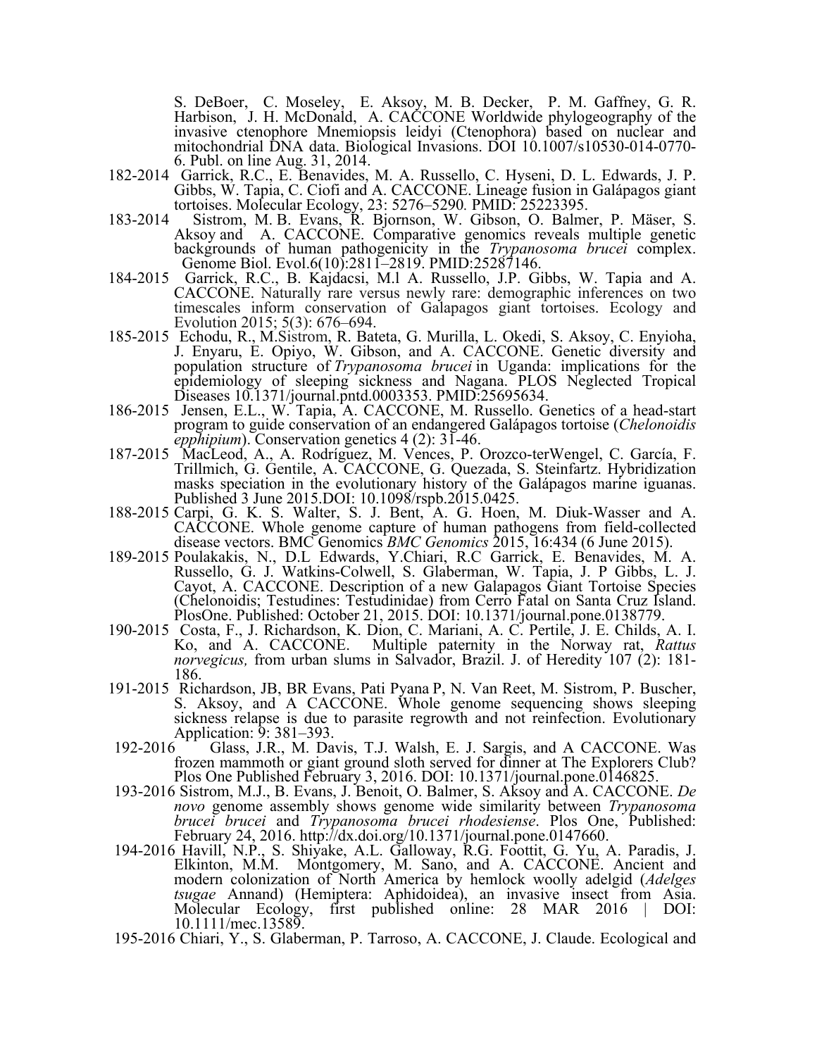S. DeBoer, C. Moseley, E. Aksoy, M. B. Decker, P. M. Gaffney, G. R. Harbison, J. H. McDonald, A. CACCONE Worldwide phylogeography of the invasive ctenophore Mnemiopsis leidyi (Ctenophora) based on nuclear and mitochondrial DNA data. Biological Invasions. DOI 10.1007/s10530-014-0770-6. Publ. on line Aug. 31, 2014.

182-2014 Garrick, R.C., E. Benavides, M. A. Russello, C. Hyseni, D. L. Edwards, J. P. Gibbs, W. Tapia, C. Ciofi and A. CACCONE. Lineage fusion in Galápagos giant tortoises. Molecular Ecology, 23: 5276–5290. PMID: 25223395.

183-2014 Sistrom, M. B. Evans, R. Bjornson, W. Gibson, O. Balmer, P. Mäser, S. Aksoy and A. CACCONE. Comparative genomics reveals multiple genetic backgrounds of human pathogenicity in the *Trypanosoma brucei* complex. Genome Biol. Evol.6(10):2811–2819. PMID:25287146.

184-2015 Garrick, R.C., B. Kajdacsi, M.l A. Russello, J.P. Gibbs, W. Tapia and A. CACCONE. Naturally rare versus newly rare: demographic inferences on two timescales inform conservation of Galapagos giant tortoises. Ecology and Evolution 2015; 5(3): 676–694.

185-2015 Echodu, R., M.Sistrom, R. Bateta, G. Murilla, L. Okedi, S. Aksoy, C. Enyioha, J. Enyaru, E. Opiyo, W. Gibson, and A. CACCONE. Genetic diversity and population structure of *Trypanosoma brucei* in Uganda: implications for the epidemiology of sleeping sickness and Nagana. PLOS Neglected Tropical Diseases 10.1371/journal.pntd.0003353. PMID:25695634.

186-2015 Jensen, E.L., W. Tapia, A. CACCONE, M. Russello. Genetics of a head-start program to guide conservation of an endangered Galápagos tortoise (*Chelonoidis epphipium*). Conservation genetics 4 (2): 31-46.

187-2015 MacLeod, A., A. Rodríguez, M. Vences, P. Orozco-terWengel, C. García, F. Trillmich, G. Gentile, A. CACCONE, G. Quezada, S. Steinfartz. Hybridization masks speciation in the evolutionary history of the Galápagos marine iguanas. Published 3 June 2015.DOI: 10.1098/rspb.2015.0425.

188-2015 Carpi, G. K. S. Walter, S. J. Bent, A. G. Hoen, M. Diuk-Wasser and A. CACCONE. Whole genome capture of human pathogens from field-collected disease vectors. BMC Genomics *BMC Genomics* 2015, 16:434 (6 June 2015).

189-2015 Poulakakis, N., D.L Edwards, Y.Chiari, R.C Garrick, E. Benavides, M. A. Russello, G. J. Watkins-Colwell, S. Glaberman, W. Tapia, J. P Gibbs, L. J. Cayot, A. CACCONE. Description of a new Galapagos Giant Tortoise Species (Chelonoidis; Testudines: Testudinidae) from Cerro Fatal on Santa Cruz Island. PlosOne. Published: October 21, 2015. DOI: 10.1371/journal.pone.0138779.

190-2015 Costa, F., J. Richardson, K. Dion, C. Mariani, A. C. Pertile, J. E. Childs, A. I. Ko, and A. CACCONE. Multiple paternity in the Norway rat, *Rattus norvegicus,* from urban slums in Salvador, Brazil. J. of Heredity 107 (2): 181-186.

191-2015 Richardson, JB, BR Evans, Pati Pyana P, N. Van Reet, M. Sistrom, P. Buscher, S. Aksoy, and A CACCONE. Whole genome sequencing shows sleeping sickness relapse is due to parasite regrowth and not reinfection. Evolutionary Application: 9: 381–393.

192-2016 Glass, J.R., M. Davis, T.J. Walsh, E. J. Sargis, and A CACCONE. Was frozen mammoth or giant ground sloth served for dinner at The Explorers Club? Plos One Published February 3, 2016. DOI: 10.1371/journal.pone.0146825.

193-2016 Sistrom, M.J., B. Evans, J. Benoit, O. Balmer, S. Aksoy and A. CACCONE. *De novo* genome assembly shows genome wide similarity between *Trypanosoma brucei brucei* and *Trypanosoma brucei rhodesiense*. Plos One, Published: February 24, 2016. http://dx.doi.org/10.1371/journal.pone.0147660.

194-2016 Havill, N.P., S. Shiyake, A.L. Galloway, R.G. Foottit, G. Yu, A. Paradis, J. Elkinton, M.M. Montgomery, M. Sano, and A. CACCONE. Ancient and modern colonization of North America by hemlock woolly adelgid (*Adelges tsugae* Annand) (Hemiptera: Aphidoidea), an invasive insect from Asia. Molecular Ecology, first published online: 28 MAR 2016 | DOI: 10.1111/mec.13589.

195-2016 Chiari, Y., S. Glaberman, P. Tarroso, A. CACCONE, J. Claude. Ecological and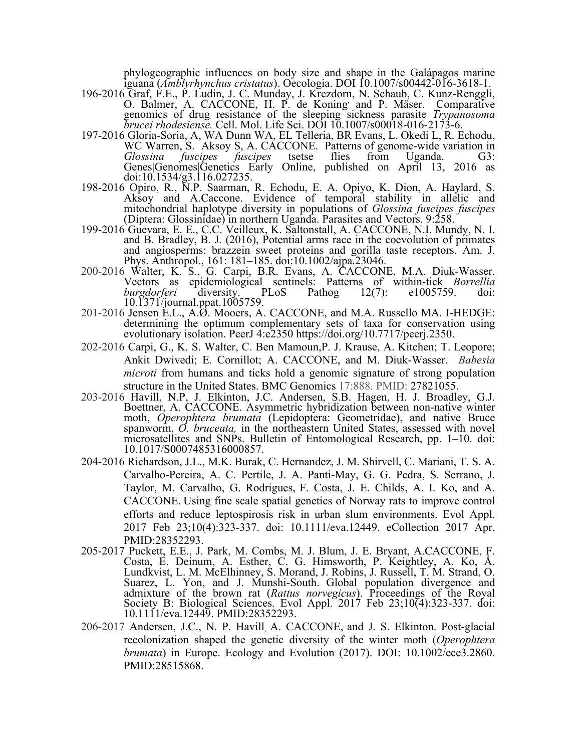phylogeographic influences on body size and shape in the Galápagos marine iguana (*Amblyrhynchus cristatus*). Oecologia. DOI 10.1007/s00442-016-3618-1.

196-2016 Graf, F.E., P. Ludin, J. C. Munday, J. Krezdorn, N. Schaub, C. Kunz-Renggli, O. Balmer, A. CACCONE, H. P. de Koning, and P. Mäser. Comparative genomics of drug resistance of the sleeping sickness parasite *Trypanosoma brucei rhodesiense.* Cell. Mol. Life Sci. DOI 10.1007/s00018-016-2173-6.

197-2016 Gloria-Soria, A, WA Dunn WA, EL Telleria, BR Evans, L. Okedi L, R. Echodu, WC Warren, S. Aksoy S, A. CACCONE. Patterns of genome-wide variation in *Glossina fuscipes fuscipes* tsetse flies from Uganda. G3: Genes|Genomes|Genetics Early Online, published on April 13, 2016 as doi:10.1534/g3.116.027235.

198-2016 Opiro, R., N.P. Saarman, R. Echodu, E. A. Opiyo, K. Dion, A. Haylard, S. Aksoy and A.Caccone. Evidence of temporal stability in allelic and mitochondrial haplotype diversity in populations of *Glossina fuscipes fuscipes* (Diptera: Glossinidae) in northern Uganda. Parasites and Vectors. 9:258.

199-2016 Guevara, E. E., C.C. Veilleux, K. Saltonstall, A. CACCONE, N.I. Mundy, N. I. and B. Bradley, B. J. (2016), Potential arms race in the coevolution of primates and angiosperms: brazzein sweet proteins and gorilla taste receptors. Am. J. Phys. Anthropol., 161: 181–185. doi:10.1002/ajpa.23046.

200-2016 Walter, K. S., G. Carpi, B.R. Evans, A. CACCONE, M.A. Diuk-Wasser. Vectors as epidemiological sentinels: Patterns of within-tick *Borrellia burgdorferi* diversity. PLoS Pathog 12(7): e1005759. doi: 10.1371/journal.ppat.1005759.

201-2016 Jensen E.L., A.Ø. Mooers, A. CACCONE, and M.A. Russello MA. I-HEDGE: determining the optimum complementary sets of taxa for conservation using evolutionary isolation. PeerJ 4:e2350 https://doi.org/10.7717/peerj.2350.

202-2016 Carpi, G., K. S. Walter, C. Ben Mamoun,P. J. Krause, A. Kitchen; T. Leopore; Ankit Dwivedi; E. Cornillot; A. CACCONE, and M. Diuk-Wasser. *Babesia microti* from humans and ticks hold a genomic signature of strong population structure in the United States. BMC Genomics 17:888. PMID: 27821055.

203-2016 Havill, N.P, J. Elkinton, J.C. Andersen, S.B. Hagen, H. J. Broadley, G.J. Boettner, A. CACCONE. Asymmetric hybridization between non-native winter moth, *Operophtera brumata* (Lepidoptera: Geometridae), and native Bruce spanworm, *O. bruceata,* in the northeastern United States, assessed with novel microsatellites and SNPs. Bulletin of Entomological Research, pp. 1–10. doi: 10.1017/S0007485316000857.

204-2016 Richardson, J.L., M.K. Burak, C. Hernandez, J. M. Shirvell, C. Mariani, T. S. A. Carvalho-Pereira, A. C. Pertile, J. A. Panti-May, G. G. Pedra, S. Serrano, J. Taylor, M. Carvalho, G. Rodrigues, F. Costa, J. E. Childs, A. I. Ko, and A. CACCONE. Using fine scale spatial genetics of Norway rats to improve control efforts and reduce leptospirosis risk in urban slum environments. Evol Appl. 2017 Feb 23;10(4):323-337. doi: 10.1111/eva.12449. eCollection 2017 Apr. PMID:28352293.

205-2017 Puckett, E.E., J. Park, M. Combs, M. J. Blum, J. E. Bryant, A.CACCONE, F. Costa, E. Deinum, A. Esther, C. G. Himsworth, P. Keightley, A. Ko, Å. Lundkvist, L. M. McElhinney, S. Morand, J. Robins, J. Russell, T. M. Strand, O. Suarez, L. Yon, and J. Munshi-South. Global population divergence and admixture of the brown rat (*Rattus norvegicus*). Proceedings of the Royal Society B: Biological Sciences. Evol Appl. 2017 Feb 23;10(4):323-337. doi: 10.1111/eva.12449. PMID:28352293.

206-2017 Andersen, J.C., N. P. Havill, A. CACCONE, and J. S. Elkinton. Post-glacial recolonization shaped the genetic diversity of the winter moth (*Operophtera brumata*) in Europe. Ecology and Evolution (2017). DOI: 10.1002/ece3.2860. PMID:28515868.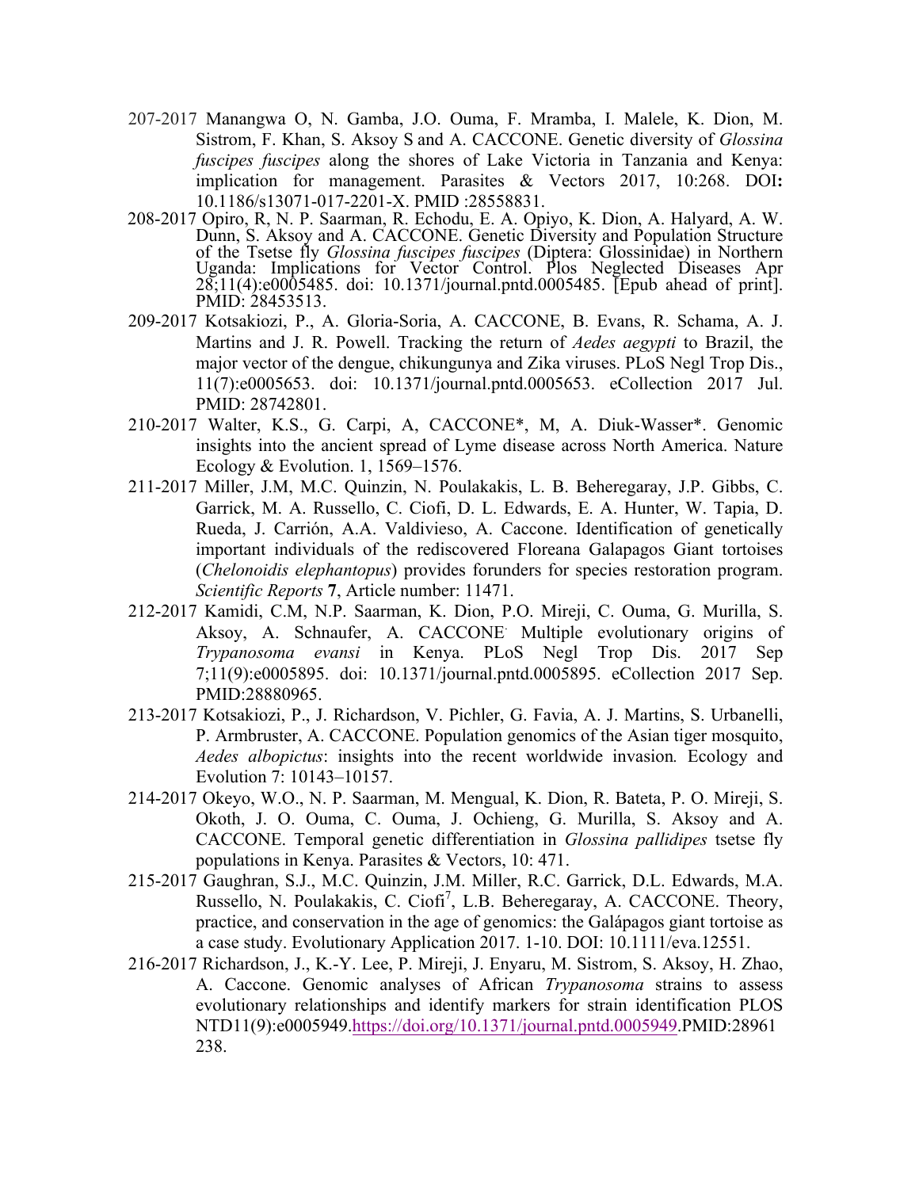207-2017 Manangwa O, N. Gamba, J.O. Ouma, F. Mramba, I. Malele, K. Dion, M. Sistrom, F. Khan, S. Aksoy S and A. CACCONE. Genetic diversity of *Glossina fuscipes fuscipes* along the shores of Lake Victoria in Tanzania and Kenya: implication for management. Parasites & Vectors 2017, 10:268. DOI**:** 10.1186/s13071-017-2201-X. PMID :28558831.

208-2017 Opiro, R, N. P. Saarman, R. Echodu, E. A. Opiyo, K. Dion, A. Halyard, A. W. Dunn, S. Aksoy and A. CACCONE. Genetic Diversity and Population Structure of the Tsetse fly *Glossina fuscipes fuscipes* (Diptera: Glossinidae) in Northern Uganda: Implications for Vector Control. Plos Neglected Diseases Apr 28;11(4):e0005485. doi: 10.1371/journal.pntd.0005485. [Epub ahead of print]. PMID: 28453513.

209-2017 Kotsakiozi, P., A. Gloria-Soria, A. CACCONE, B. Evans, R. Schama, A. J. Martins and J. R. Powell. Tracking the return of *Aedes aegypti* to Brazil, the major vector of the dengue, chikungunya and Zika viruses. PLoS Negl Trop Dis., 11(7):e0005653. doi: 10.1371/journal.pntd.0005653. eCollection 2017 Jul. PMID: 28742801.

210-2017 Walter, K.S., G. Carpi, A, CACCONE\*, M, A. Diuk-Wasser\*. Genomic insights into the ancient spread of Lyme disease across North America. Nature Ecology & Evolution. 1, 1569–1576.

211-2017 Miller, J.M, M.C. Quinzin, N. Poulakakis, L. B. Beheregaray, J.P. Gibbs, C. Garrick, M. A. Russello, C. Ciofi, D. L. Edwards, E. A. Hunter, W. Tapia, D. Rueda, J. Carrión, A.A. Valdivieso, A. Caccone. Identification of genetically important individuals of the rediscovered Floreana Galapagos Giant tortoises (*Chelonoidis elephantopus*) provides forunders for species restoration program. *Scientific Reports* **7**, Article number: 11471.

212-2017 Kamidi, C.M, N.P. Saarman, K. Dion, P.O. Mireji, C. Ouma, G. Murilla, S. Aksoy, A. Schnaufer, A. CACCONE. Multiple evolutionary origins of *Trypanosoma evansi* in Kenya. PLoS Negl Trop Dis. 2017 Sep 7;11(9):e0005895. doi: 10.1371/journal.pntd.0005895. eCollection 2017 Sep. PMID:28880965.

213-2017 Kotsakiozi, P., J. Richardson, V. Pichler, G. Favia, A. J. Martins, S. Urbanelli, P. Armbruster, A. CACCONE. Population genomics of the Asian tiger mosquito, *Aedes albopictus*: insights into the recent worldwide invasion*.* Ecology and Evolution 7: 10143–10157.

214-2017 Okeyo, W.O., N. P. Saarman, M. Mengual, K. Dion, R. Bateta, P. O. Mireji, S. Okoth, J. O. Ouma, C. Ouma, J. Ochieng, G. Murilla, S. Aksoy and A. CACCONE. Temporal genetic differentiation in *Glossina pallidipes* tsetse fly populations in Kenya. Parasites & Vectors, 10: 471.

215-2017 Gaughran, S.J., M.C. Quinzin, J.M. Miller, R.C. Garrick, D.L. Edwards, M.A. Russello, N. Poulakakis, C. Ciofi[7], L.B. Beheregaray, A. CACCONE. Theory, practice, and conservation in the age of genomics: the Galápagos giant tortoise as a case study. Evolutionary Application 2017. 1-10. DOI: 10.1111/eva.12551.

216-2017 Richardson, J., K.-Y. Lee, P. Mireji, J. Enyaru, M. Sistrom, S. Aksoy, H. Zhao, A. Caccone. Genomic analyses of African *Trypanosoma* strains to assess evolutionary relationships and identify markers for strain identification PLOS NTD11(9):e0005949.https://doi.org/10.1371/journal.pntd.0005949.PMID:28961238.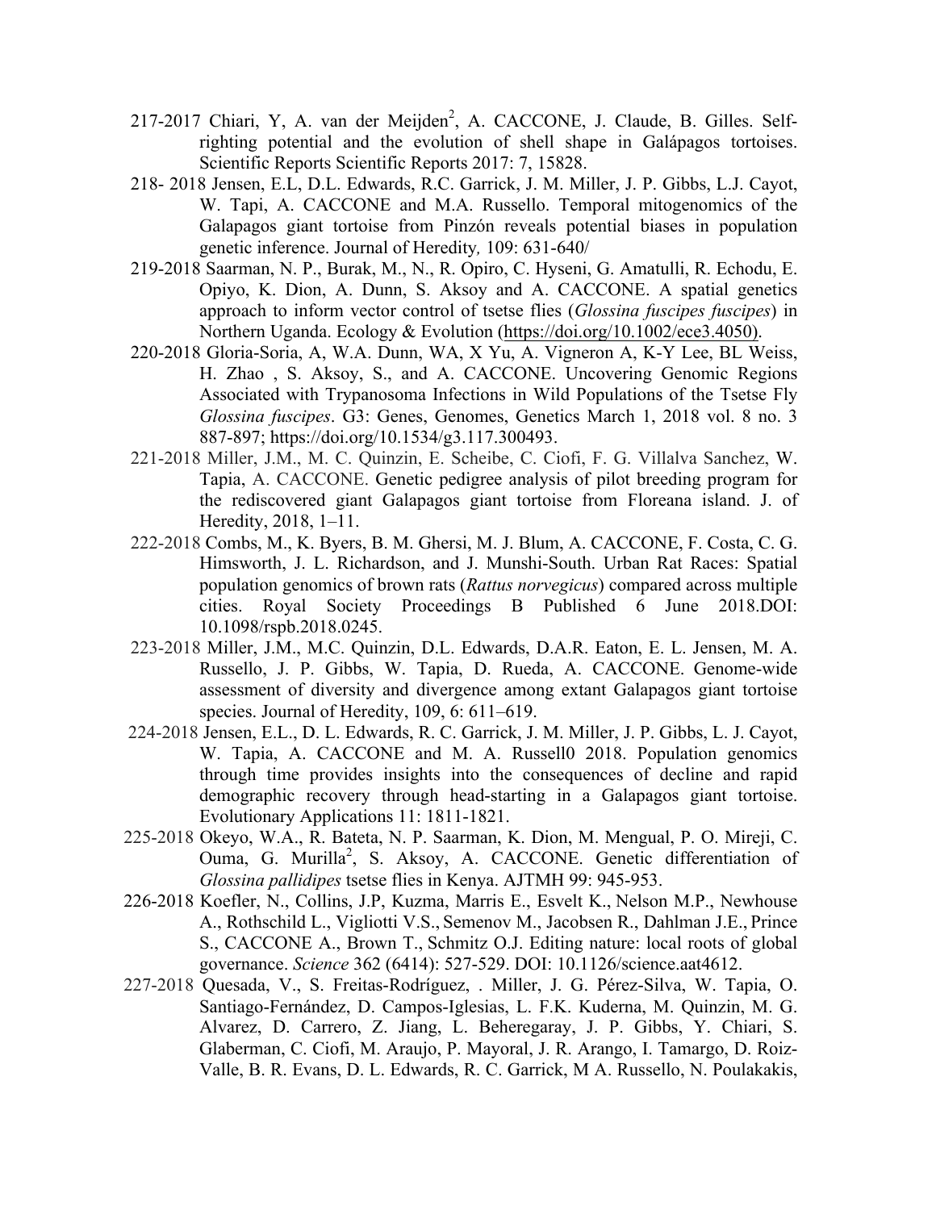217-2017 Chiari, Y, A. van der Meijden[2], A. CACCONE, J. Claude, B. Gilles. Self-righting potential and the evolution of shell shape in Galápagos tortoises. Scientific Reports Scientific Reports 2017: 7, 15828.

218- 2018 Jensen, E.L, D.L. Edwards, R.C. Garrick, J. M. Miller, J. P. Gibbs, L.J. Cayot, W. Tapi, A. CACCONE and M.A. Russello. Temporal mitogenomics of the Galapagos giant tortoise from Pinzón reveals potential biases in population genetic inference. Journal of Heredity*,* 109: 631-640/

219-2018 Saarman, N. P., Burak, M., N., R. Opiro, C. Hyseni, G. Amatulli, R. Echodu, E. Opiyo, K. Dion, A. Dunn, S. Aksoy and A. CACCONE. A spatial genetics approach to inform vector control of tsetse flies (*Glossina fuscipes fuscipes*) in Northern Uganda. Ecology & Evolution (https://doi.org/10.1002/ece3.4050).

220-2018 Gloria-Soria, A, W.A. Dunn, WA, X Yu, A. Vigneron A, K-Y Lee, BL Weiss, H. Zhao , S. Aksoy, S., and A. CACCONE. Uncovering Genomic Regions Associated with Trypanosoma Infections in Wild Populations of the Tsetse Fly *Glossina fuscipes*. G3: Genes, Genomes, Genetics March 1, 2018 vol. 8 no. 3 887-897; https://doi.org/10.1534/g3.117.300493.

221-2018 Miller, J.M., M. C. Quinzin, E. Scheibe, C. Ciofi, F. G. Villalva Sanchez, W. Tapia, A. CACCONE. Genetic pedigree analysis of pilot breeding program for the rediscovered giant Galapagos giant tortoise from Floreana island. J. of Heredity, 2018, 1–11.

222-2018 Combs, M., K. Byers, B. M. Ghersi, M. J. Blum, A. CACCONE, F. Costa, C. G. Himsworth, J. L. Richardson, and J. Munshi-South. Urban Rat Races: Spatial population genomics of brown rats (*Rattus norvegicus*) compared across multiple cities. Royal Society Proceedings B Published 6 June 2018.DOI: 10.1098/rspb.2018.0245.

223-2018 Miller, J.M., M.C. Quinzin, D.L. Edwards, D.A.R. Eaton, E. L. Jensen, M. A. Russello, J. P. Gibbs, W. Tapia, D. Rueda, A. CACCONE. Genome-wide assessment of diversity and divergence among extant Galapagos giant tortoise species. Journal of Heredity, 109, 6: 611–619.

224-2018 Jensen, E.L., D. L. Edwards, R. C. Garrick, J. M. Miller, J. P. Gibbs, L. J. Cayot, W. Tapia, A. CACCONE and M. A. Russell0 2018. Population genomics through time provides insights into the consequences of decline and rapid demographic recovery through head-starting in a Galapagos giant tortoise. Evolutionary Applications 11: 1811-1821.

225-2018 Okeyo, W.A., R. Bateta, N. P. Saarman, K. Dion, M. Mengual, P. O. Mireji, C. Ouma, G. Murilla[2], S. Aksoy, A. CACCONE. Genetic differentiation of *Glossina pallidipes* tsetse flies in Kenya. AJTMH 99: 945-953.

226-2018 Koefler, N., Collins, J.P, Kuzma, Marris E., Esvelt K., Nelson M.P., Newhouse A., Rothschild L., Vigliotti V.S., Semenov M., Jacobsen R., Dahlman J.E., Prince S., CACCONE A., Brown T., Schmitz O.J. Editing nature: local roots of global governance. *Science* 362 (6414): 527-529. DOI: 10.1126/science.aat4612.

227-2018 Quesada, V., S. Freitas-Rodríguez, . Miller, J. G. Pérez-Silva, W. Tapia, O. Santiago-Fernández, D. Campos-Iglesias, L. F.K. Kuderna, M. Quinzin, M. G. Alvarez, D. Carrero, Z. Jiang, L. Beheregaray, J. P. Gibbs, Y. Chiari, S. Glaberman, C. Ciofi, M. Araujo, P. Mayoral, J. R. Arango, I. Tamargo, D. Roiz-Valle, B. R. Evans, D. L. Edwards, R. C. Garrick, M A. Russello, N. Poulakakis,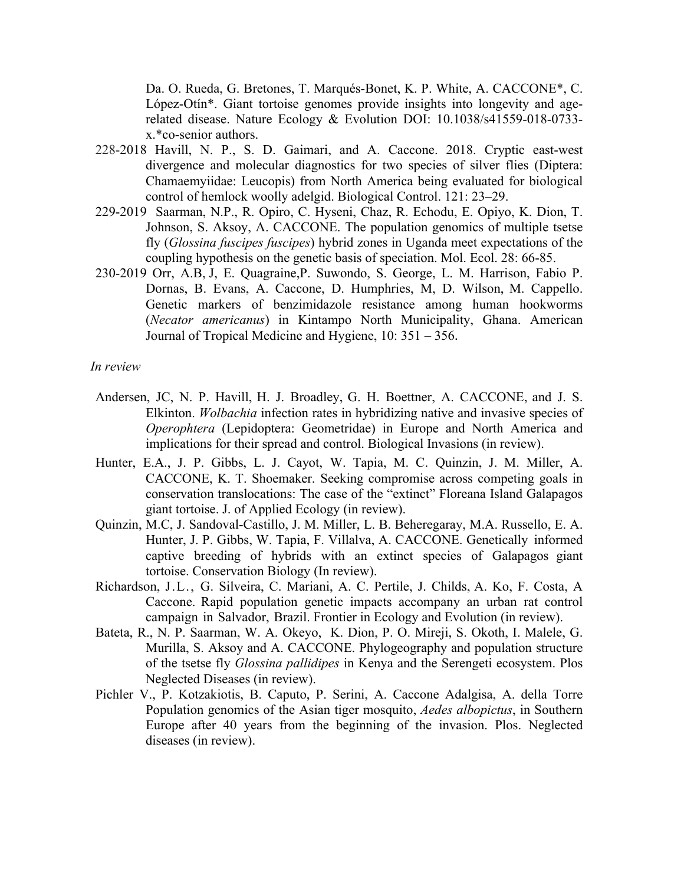Da. O. Rueda, G. Bretones, T. Marqués-Bonet, K. P. White, A. CACCONE*, C. López-Otín*. Giant tortoise genomes provide insights into longevity and age-related disease. Nature Ecology & Evolution DOI: 10.1038/s41559-018-0733-x.*co-senior authors.

228-2018 Havill, N. P., S. D. Gaimari, and A. Caccone. 2018. Cryptic east-west divergence and molecular diagnostics for two species of silver flies (Diptera: Chamaemyiidae: Leucopis) from North America being evaluated for biological control of hemlock woolly adelgid. Biological Control. 121: 23–29.

229-2019 Saarman, N.P., R. Opiro, C. Hyseni, Chaz, R. Echodu, E. Opiyo, K. Dion, T. Johnson, S. Aksoy, A. CACCONE. The population genomics of multiple tsetse fly (*Glossina fuscipes fuscipes*) hybrid zones in Uganda meet expectations of the coupling hypothesis on the genetic basis of speciation. Mol. Ecol. 28: 66-85.

230-2019 Orr, A.B, J, E. Quagraine,P. Suwondo, S. George, L. M. Harrison, Fabio P. Dornas, B. Evans, A. Caccone, D. Humphries, M, D. Wilson, M. Cappello. Genetic markers of benzimidazole resistance among human hookworms (*Necator americanus*) in Kintampo North Municipality, Ghana. American Journal of Tropical Medicine and Hygiene, 10: 351 – 356.

*In review*

Andersen, JC, N. P. Havill, H. J. Broadley, G. H. Boettner, A. CACCONE, and J. S. Elkinton. *Wolbachia* infection rates in hybridizing native and invasive species of *Operophtera* (Lepidoptera: Geometridae) in Europe and North America and implications for their spread and control. Biological Invasions (in review).

Hunter, E.A., J. P. Gibbs, L. J. Cayot, W. Tapia, M. C. Quinzin, J. M. Miller, A. CACCONE, K. T. Shoemaker. Seeking compromise across competing goals in conservation translocations: The case of the "extinct" Floreana Island Galapagos giant tortoise. J. of Applied Ecology (in review).

Quinzin, M.C, J. Sandoval-Castillo, J. M. Miller, L. B. Beheregaray, M.A. Russello, E. A. Hunter, J. P. Gibbs, W. Tapia, F. Villalva, A. CACCONE. Genetically informed captive breeding of hybrids with an extinct species of Galapagos giant tortoise. Conservation Biology (In review).

Richardson, J.L., G. Silveira, C. Mariani, A. C. Pertile, J. Childs, A. Ko, F. Costa, A Caccone. Rapid population genetic impacts accompany an urban rat control campaign in Salvador, Brazil. Frontier in Ecology and Evolution (in review).

Bateta, R., N. P. Saarman, W. A. Okeyo, K. Dion, P. O. Mireji, S. Okoth, I. Malele, G. Murilla, S. Aksoy and A. CACCONE. Phylogeography and population structure of the tsetse fly *Glossina pallidipes* in Kenya and the Serengeti ecosystem. Plos Neglected Diseases (in review).

Pichler V., P. Kotzakiotis, B. Caputo, P. Serini, A. Caccone Adalgisa, A. della Torre Population genomics of the Asian tiger mosquito, *Aedes albopictus*, in Southern Europe after 40 years from the beginning of the invasion. Plos. Neglected diseases (in review).